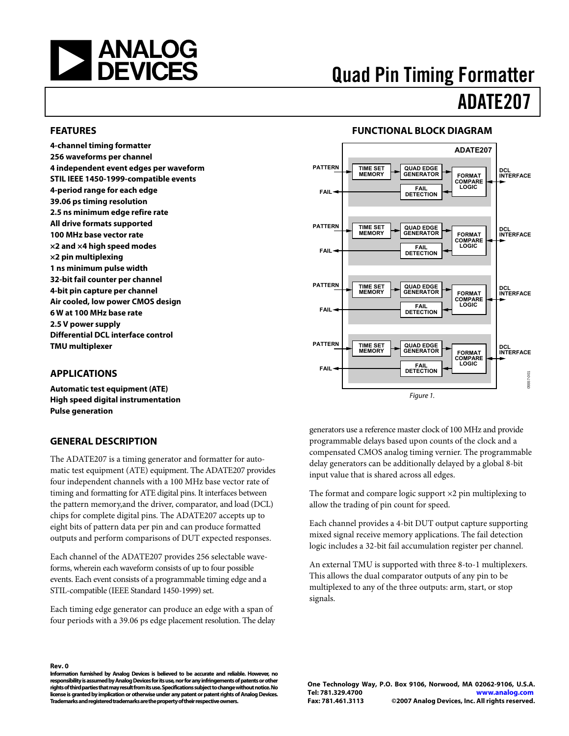# Quad Pin Timing Formatter

# ADATE207

## FEATURES

**4-channel timing formatter**
**256 waveforms per channel**
**4 independent event edges per waveform**
**STIL IEEE 1450-1999-compatible events**
**4-period range for each edge**
**39.06 ps timing resolution**
**2.5 ns minimum edge refire rate**
**All drive formats supported**
**100 MHz base vector rate**
**×2 and ×4 high speed modes**
**×2 pin multiplexing**
**1 ns minimum pulse width**
**32-bit fail counter per channel**
**4-bit pin capture per channel**
**Air cooled, low power CMOS design**
**6 W at 100 MHz base rate**
**2.5 V power supply**
**Differential DCL interface control**
**TMU multiplexer**

## APPLICATIONS

**Automatic test equipment (ATE)**
**High speed digital instrumentation**
**Pulse generation**

## FUNCTIONAL BLOCK DIAGRAM

Figure 1.

## GENERAL DESCRIPTION

The ADATE207 is a timing generator and formatter for automatic test equipment (ATE) equipment. The ADATE207 provides four independent channels with a 100 MHz base vector rate of timing and formatting for ATE digital pins. It interfaces between the pattern memory,and the driver, comparator, and load (DCL) chips for complete digital pins. The ADATE207 accepts up to eight bits of pattern data per pin and can produce formatted outputs and perform comparisons of DUT expected responses.

Each channel of the ADATE207 provides 256 selectable waveforms, wherein each waveform consists of up to four possible events. Each event consists of a programmable timing edge and a STIL-compatible (IEEE Standard 1450-1999) set.

Each timing edge generator can produce an edge with a span of four periods with a 39.06 ps edge placement resolution. The delay generators use a reference master clock of 100 MHz and provide programmable delays based upon counts of the clock and a compensated CMOS analog timing vernier. The programmable delay generators can be additionally delayed by a global 8-bit input value that is shared across all edges.

The format and compare logic support ×2 pin multiplexing to allow the trading of pin count for speed.

Each channel provides a 4-bit DUT output capture supporting mixed signal receive memory applications. The fail detection logic includes a 32-bit fail accumulation register per channel.

An external TMU is supported with three 8-to-1 multiplexers. This allows the dual comparator outputs of any pin to be multiplexed to any of the three outputs: arm, start, or stop signals.

**Rev. 0**
**Information furnished by Analog Devices is believed to be accurate and reliable. However, no responsibility is assumed by Analog Devices for its use, nor for any infringements of patents or other rights of third parties that may result from its use. Specifications subject to change without notice. No license is granted by implication or otherwise under any patent or patent rights of Analog Devices. Trademarks and registered trademarks are the property of their respective owners.**

**One Technology Way, P.O. Box 9106, Norwood, MA 02062-9106, U.S.A.**
**Tel: 781.329.4700 www.analog.com**
**Fax: 781.461.3113 ©2007 Analog Devices, Inc. All rights reserved.**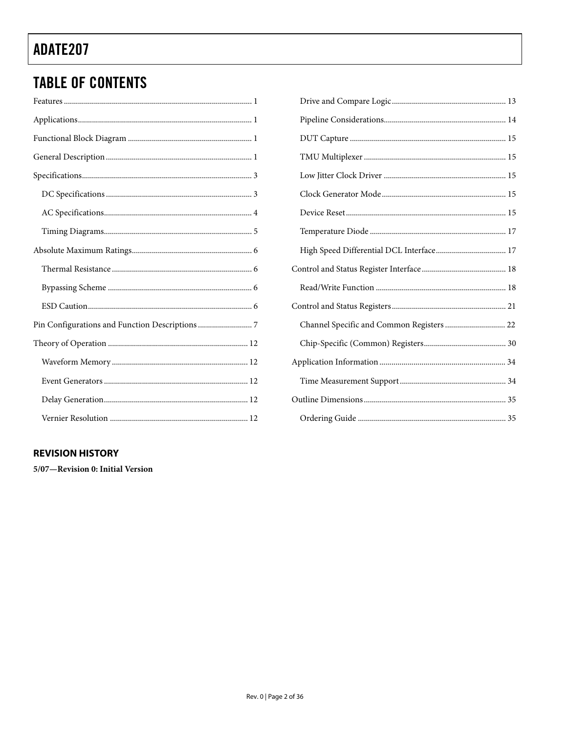## TABLE OF CONTENTS

Features ... 1
Applications ... 1
Functional Block Diagram ... 1
General Description ... 1
Specifications ... 3
- DC Specifications ... 3
- AC Specifications ... 4
- Timing Diagrams ... 5

Absolute Maximum Ratings ... 6
- Thermal Resistance ... 6
- Bypassing Scheme ... 6
- ESD Caution ... 6

Pin Configurations and Function Descriptions ... 7
Theory of Operation ... 12
- Waveform Memory ... 12
- Event Generators ... 12
- Delay Generation ... 12
- Vernier Resolution ... 12
- Drive and Compare Logic ... 13
- Pipeline Considerations ... 14
- DUT Capture ... 15
- TMU Multiplexer ... 15
- Low Jitter Clock Driver ... 15
- Clock Generator Mode ... 15
- Device Reset ... 15
- Temperature Diode ... 17
- High Speed Differential DCL Interface ... 17

Control and Status Register Interface ... 18
- Read/Write Function ... 18

Control and Status Registers ... 21
- Channel Specific and Common Registers ... 22
- Chip-Specific (Common) Registers ... 30

Application Information ... 34
- Time Measurement Support ... 34

Outline Dimensions ... 35
- Ordering Guide ... 35

### REVISION HISTORY

**5/07—Revision 0: Initial Version**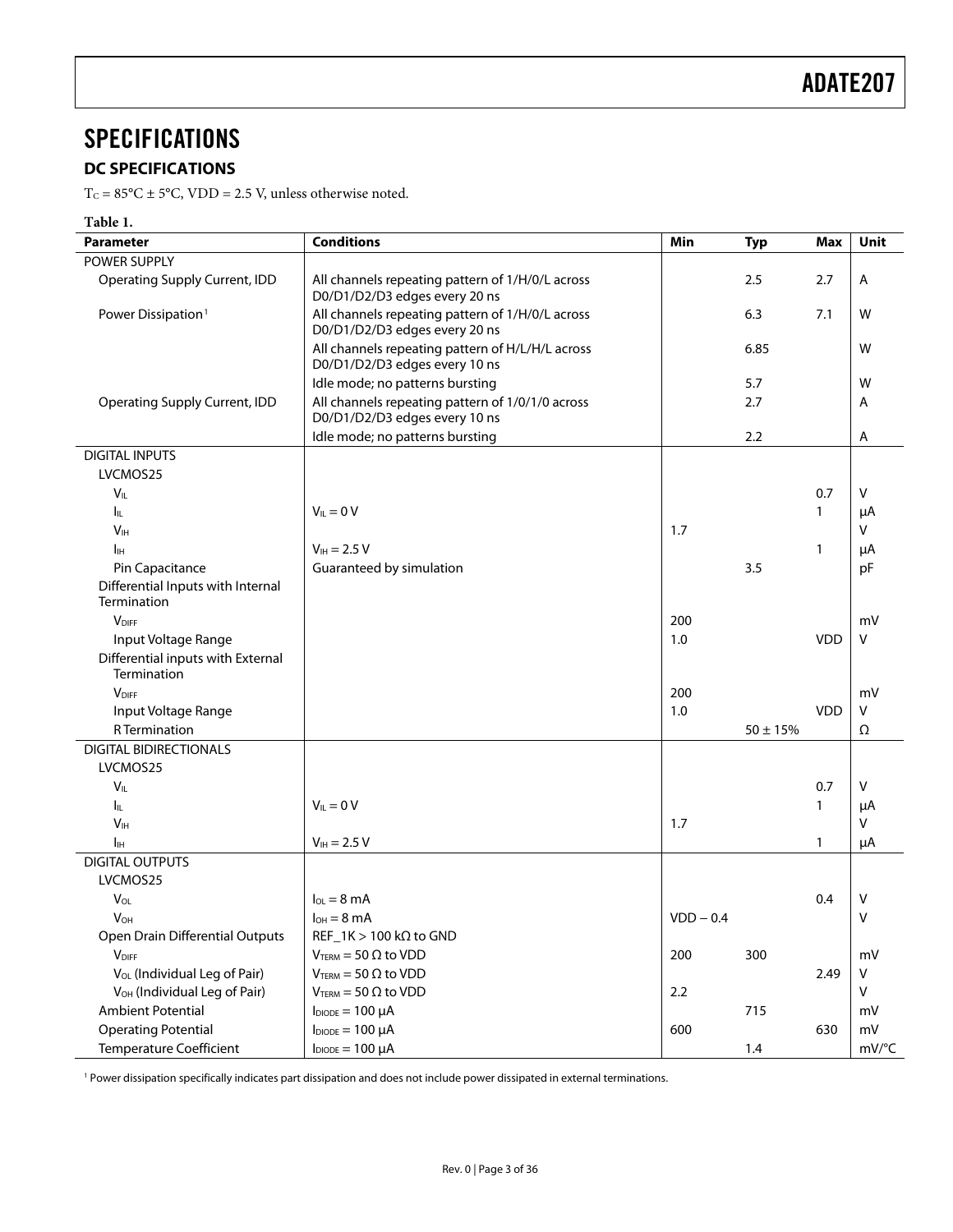## SPECIFICATIONS

### DC SPECIFICATIONS

$T_C$ = 85°C ± 5°C, VDD = 2.5 V, unless otherwise noted.

**Table 1.**

| Parameter | Conditions | Min | Typ | Max | Unit |
|---|---|---|---|---|---|
| POWER SUPPLY | | | | | |
| Operating Supply Current, IDD | All channels repeating pattern of 1/H/0/L across D0/D1/D2/D3 edges every 20 ns | | 2.5 | 2.7 | A |
| Power Dissipation[1] | All channels repeating pattern of 1/H/0/L across D0/D1/D2/D3 edges every 20 ns | | 6.3 | 7.1 | W |
| | All channels repeating pattern of H/L/H/L across D0/D1/D2/D3 edges every 10 ns | | 6.85 | | W |
| | Idle mode; no patterns bursting | | 5.7 | | W |
| Operating Supply Current, IDD | All channels repeating pattern of 1/0/1/0 across D0/D1/D2/D3 edges every 10 ns | | 2.7 | | A |
| | Idle mode; no patterns bursting | | 2.2 | | A |
| DIGITAL INPUTS | | | | | |
| LVCMOS25 | | | | | |
| $V_{IL}$ | | | | 0.7 | V |
| $I_{IL}$ | $V_{IL}$ = 0 V | | | 1 | µA |
| $V_{IH}$ | | 1.7 | | | V |
| $I_{IH}$ | $V_{IH}$ = 2.5 V | | | 1 | µA |
| Pin Capacitance | Guaranteed by simulation | | 3.5 | | pF |
| Differential Inputs with Internal Termination | | | | | |
| $V_{DIFF}$ | | 200 | | | mV |
| Input Voltage Range | | 1.0 | | VDD | V |
| Differential inputs with External Termination | | | | | |
| $V_{DIFF}$ | | 200 | | | mV |
| Input Voltage Range | | 1.0 | | VDD | V |
| R Termination | | | 50 ± 15% | | Ω |
| DIGITAL BIDIRECTIONALS | | | | | |
| LVCMOS25 | | | | | |
| $V_{IL}$ | | | | 0.7 | V |
| $I_{IL}$ | $V_{IL}$ = 0 V | | | 1 | µA |
| $V_{IH}$ | | 1.7 | | | V |
| $I_{IH}$ | $V_{IH}$ = 2.5 V | | | 1 | µA |
| DIGITAL OUTPUTS | | | | | |
| LVCMOS25 | | | | | |
| $V_{OL}$ | $I_{OL}$ = 8 mA | | | 0.4 | V |
| $V_{OH}$ | $I_{OH}$ = 8 mA | VDD − 0.4 | | | V |
| Open Drain Differential Outputs | REF_1K > 100 kΩ to GND | | | | |
| $V_{DIFF}$ | $V_{TERM}$ = 50 Ω to VDD | 200 | 300 | | mV |
| $V_{OL}$ (Individual Leg of Pair) | $V_{TERM}$ = 50 Ω to VDD | | | 2.49 | V |
| $V_{OH}$ (Individual Leg of Pair) | $V_{TERM}$ = 50 Ω to VDD | 2.2 | | | V |
| Ambient Potential | $I_{DIODE}$ = 100 µA | | 715 | | mV |
| Operating Potential | $I_{DIODE}$ = 100 µA | 600 | | 630 | mV |
| Temperature Coefficient | $I_{DIODE}$ = 100 µA | | 1.4 | | mV/°C |

[1] Power dissipation specifically indicates part dissipation and does not include power dissipated in external terminations.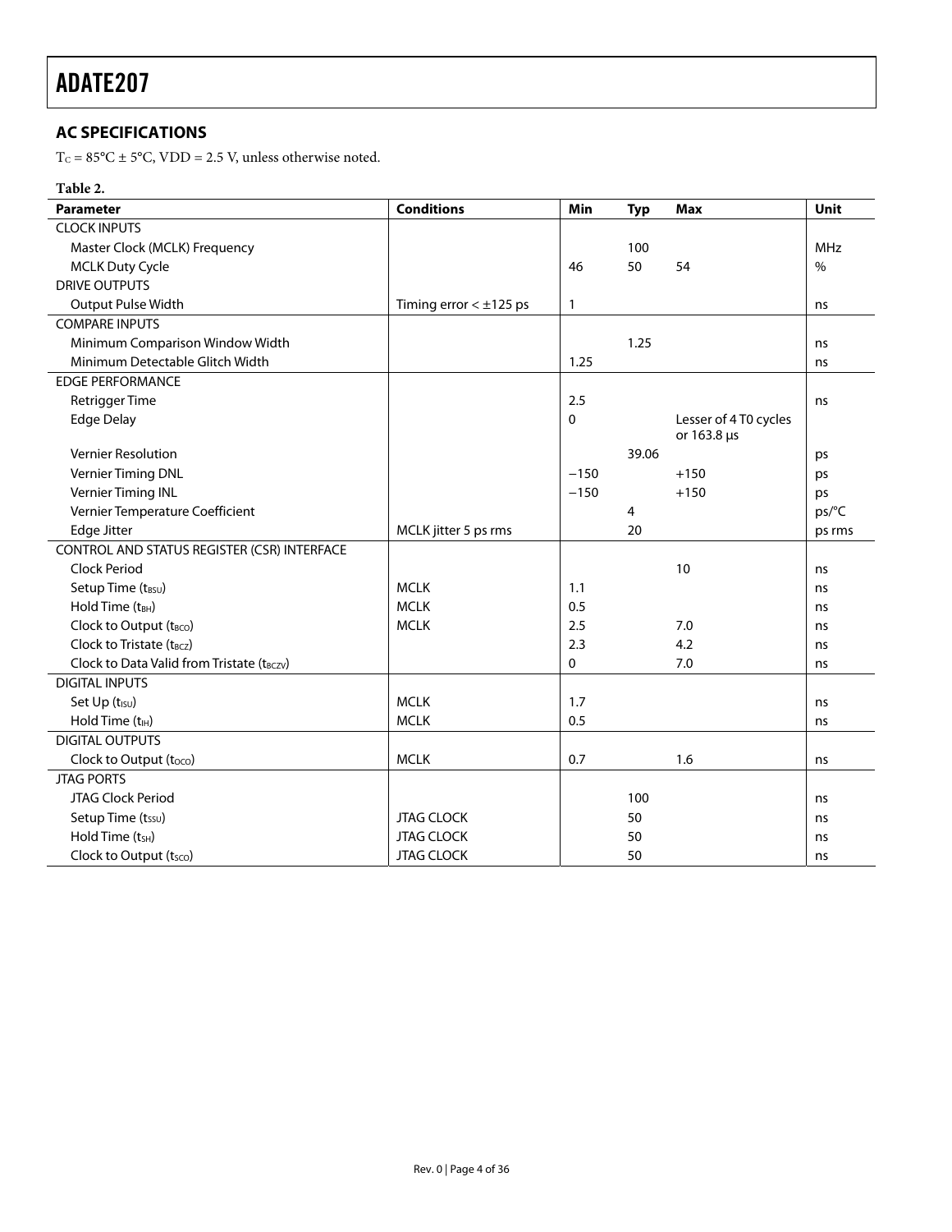## AC SPECIFICATIONS

$T_C$ = 85°C ± 5°C, VDD = 2.5 V, unless otherwise noted.

**Table 2.**

| Parameter | Conditions | Min | Typ | Max | Unit |
|---|---|---|---|---|---|
| CLOCK INPUTS | | | | | |
| Master Clock (MCLK) Frequency | | | 100 | | MHz |
| MCLK Duty Cycle | | 46 | 50 | 54 | % |
| DRIVE OUTPUTS | | | | | |
| Output Pulse Width | Timing error < ±125 ps | 1 | | | ns |
| COMPARE INPUTS | | | | | |
| Minimum Comparison Window Width | | | 1.25 | | ns |
| Minimum Detectable Glitch Width | | 1.25 | | | ns |
| EDGE PERFORMANCE | | | | | |
| Retrigger Time | | 2.5 | | | ns |
| Edge Delay | | 0 | | Lesser of 4 T0 cycles or 163.8 µs | |
| Vernier Resolution | | | 39.06 | | ps |
| Vernier Timing DNL | | −150 | | +150 | ps |
| Vernier Timing INL | | −150 | | +150 | ps |
| Vernier Temperature Coefficient | | | 4 | | ps/°C |
| Edge Jitter | MCLK jitter 5 ps rms | | 20 | | ps rms |
| CONTROL AND STATUS REGISTER (CSR) INTERFACE | | | | | |
| Clock Period | | | | 10 | ns |
| Setup Time ($t_{BSU}$) | MCLK | 1.1 | | | ns |
| Hold Time ($t_{BH}$) | MCLK | 0.5 | | | ns |
| Clock to Output ($t_{BCO}$) | MCLK | 2.5 | | 7.0 | ns |
| Clock to Tristate ($t_{BCZ}$) | | 2.3 | | 4.2 | ns |
| Clock to Data Valid from Tristate ($t_{BCZV}$) | | 0 | | 7.0 | ns |
| DIGITAL INPUTS | | | | | |
| Set Up ($t_{ISU}$) | MCLK | 1.7 | | | ns |
| Hold Time ($t_{IH}$) | MCLK | 0.5 | | | ns |
| DIGITAL OUTPUTS | | | | | |
| Clock to Output ($t_{OCO}$) | MCLK | 0.7 | | 1.6 | ns |
| JTAG PORTS | | | | | |
| JTAG Clock Period | | | 100 | | ns |
| Setup Time ($t_{SSU}$) | JTAG CLOCK | | 50 | | ns |
| Hold Time ($t_{SH}$) | JTAG CLOCK | | 50 | | ns |
| Clock to Output ($t_{SCO}$) | JTAG CLOCK | | 50 | | ns |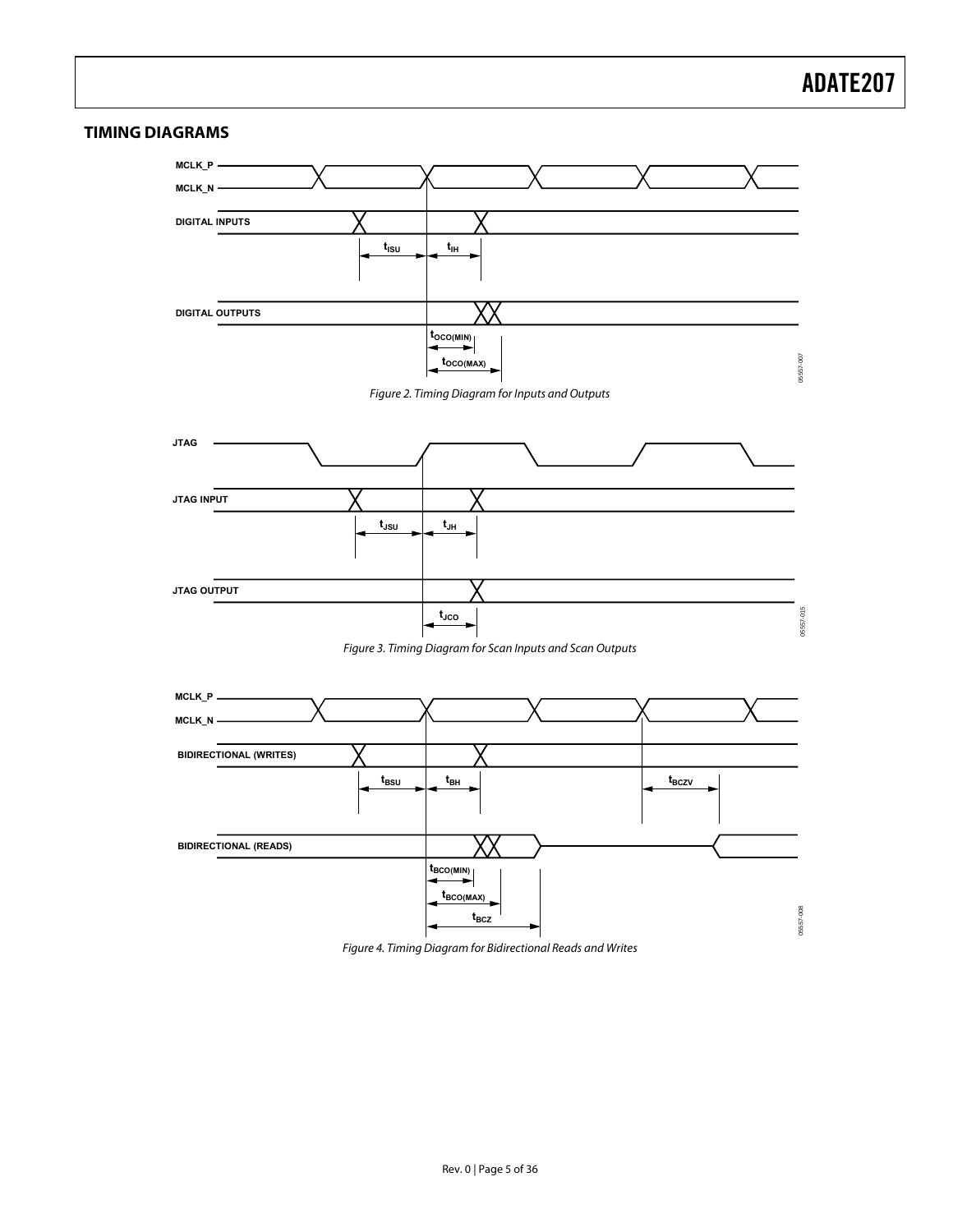## TIMING DIAGRAMS

Figure 2. Timing Diagram for Inputs and Outputs

Figure 3. Timing Diagram for Scan Inputs and Scan Outputs

Figure 4. Timing Diagram for Bidirectional Reads and Writes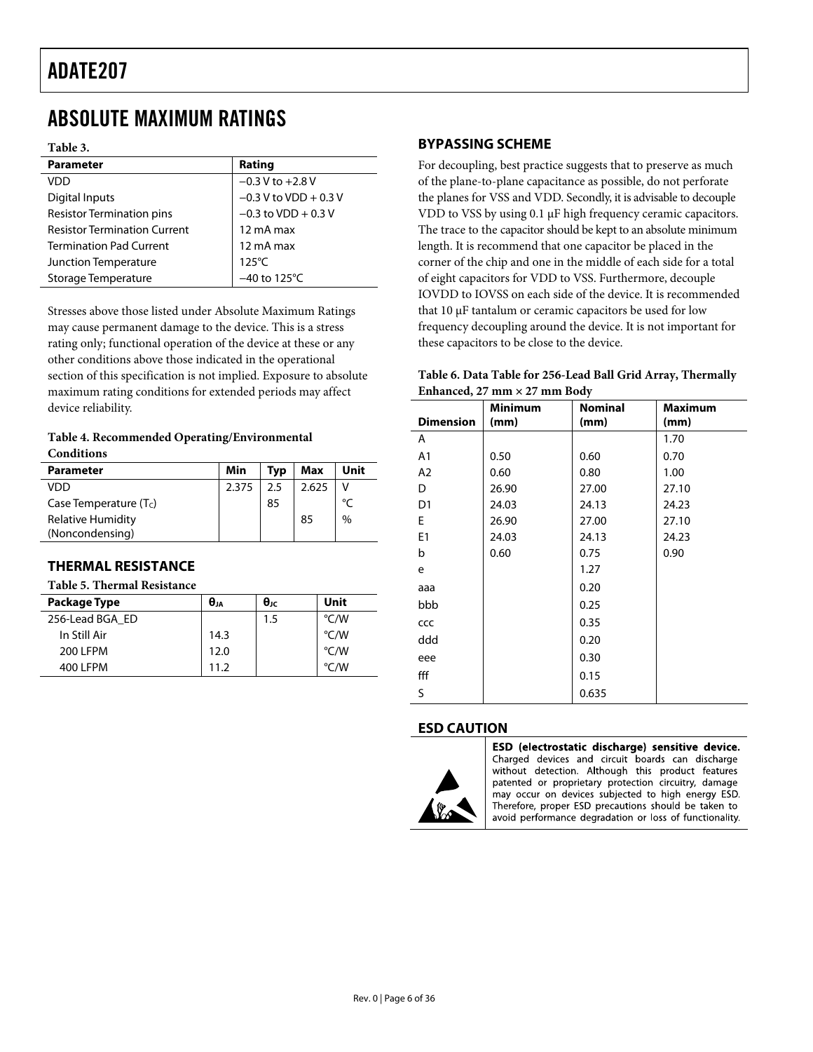# ABSOLUTE MAXIMUM RATINGS

**Table 3.**

| Parameter | Rating |
|---|---|
| VDD | −0.3 V to +2.8 V |
| Digital Inputs | −0.3 V to VDD + 0.3 V |
| Resistor Termination pins | −0.3 to VDD + 0.3 V |
| Resistor Termination Current | 12 mA max |
| Termination Pad Current | 12 mA max |
| Junction Temperature | 125°C |
| Storage Temperature | −40 to 125°C |

Stresses above those listed under Absolute Maximum Ratings may cause permanent damage to the device. This is a stress rating only; functional operation of the device at these or any other conditions above those indicated in the operational section of this specification is not implied. Exposure to absolute maximum rating conditions for extended periods may affect device reliability.

**Table 4. Recommended Operating/Environmental Conditions**

| Parameter | Min | Typ | Max | Unit |
|---|---|---|---|---|
| VDD | 2.375 | 2.5 | 2.625 | V |
| Case Temperature ($T_C$) | | 85 | | °C |
| Relative Humidity (Noncondensing) | | | 85 | % |

## THERMAL RESISTANCE

**Table 5. Thermal Resistance**

| Package Type | $\theta_{JA}$ | $\theta_{JC}$ | Unit |
|---|---|---|---|
| 256-Lead BGA_ED | | 1.5 | °C/W |
| In Still Air | 14.3 | | °C/W |
| 200 LFPM | 12.0 | | °C/W |
| 400 LFPM | 11.2 | | °C/W |

## BYPASSING SCHEME

For decoupling, best practice suggests that to preserve as much of the plane-to-plane capacitance as possible, do not perforate the planes for VSS and VDD. Secondly, it is advisable to decouple VDD to VSS by using 0.1 µF high frequency ceramic capacitors. The trace to the capacitor should be kept to an absolute minimum length. It is recommend that one capacitor be placed in the corner of the chip and one in the middle of each side for a total of eight capacitors for VDD to VSS. Furthermore, decouple IOVDD to IOVSS on each side of the device. It is recommended that 10 µF tantalum or ceramic capacitors be used for low frequency decoupling around the device. It is not important for these capacitors to be close to the device.

**Table 6. Data Table for 256-Lead Ball Grid Array, Thermally Enhanced, 27 mm × 27 mm Body**

| Dimension | Minimum (mm) | Nominal (mm) | Maximum (mm) |
|---|---|---|---|
| A | | | 1.70 |
| A1 | 0.50 | 0.60 | 0.70 |
| A2 | 0.60 | 0.80 | 1.00 |
| D | 26.90 | 27.00 | 27.10 |
| D1 | 24.03 | 24.13 | 24.23 |
| E | 26.90 | 27.00 | 27.10 |
| E1 | 24.03 | 24.13 | 24.23 |
| b | 0.60 | 0.75 | 0.90 |
| e | | 1.27 | |
| aaa | | 0.20 | |
| bbb | | 0.25 | |
| ccc | | 0.35 | |
| ddd | | 0.20 | |
| eee | | 0.30 | |
| fff | | 0.15 | |
| S | | 0.635 | |

## ESD CAUTION

**ESD (electrostatic discharge) sensitive device.** Charged devices and circuit boards can discharge without detection. Although this product features patented or proprietary protection circuitry, damage may occur on devices subjected to high energy ESD. Therefore, proper ESD precautions should be taken to avoid performance degradation or loss of functionality.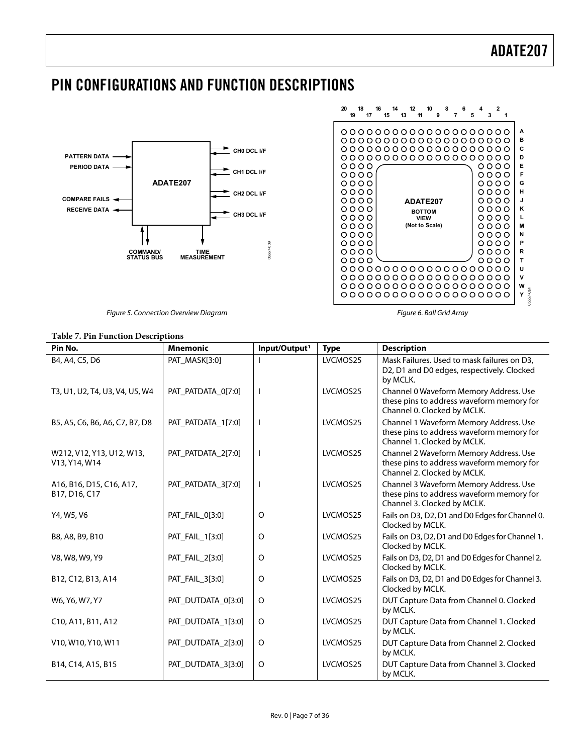# PIN CONFIGURATIONS AND FUNCTION DESCRIPTIONS

Figure 5. Connection Overview Diagram

Figure 6. Ball Grid Array

**Table 7. Pin Function Descriptions**

| Pin No. | Mnemonic | Input/Output[1] | Type | Description |
|---|---|---|---|---|
| B4, A4, C5, D6 | PAT_MASK[3:0] | I | LVCMOS25 | Mask Failures. Used to mask failures on D3, D2, D1 and D0 edges, respectively. Clocked by MCLK. |
| T3, U1, U2, T4, U3, V4, U5, W4 | PAT_PATDATA_0[7:0] | I | LVCMOS25 | Channel 0 Waveform Memory Address. Use these pins to address waveform memory for Channel 0. Clocked by MCLK. |
| B5, A5, C6, B6, A6, C7, B7, D8 | PAT_PATDATA_1[7:0] | I | LVCMOS25 | Channel 1 Waveform Memory Address. Use these pins to address waveform memory for Channel 1. Clocked by MCLK. |
| W212, V12, Y13, U12, W13, V13, Y14, W14 | PAT_PATDATA_2[7:0] | I | LVCMOS25 | Channel 2 Waveform Memory Address. Use these pins to address waveform memory for Channel 2. Clocked by MCLK. |
| A16, B16, D15, C16, A17, B17, D16, C17 | PAT_PATDATA_3[7:0] | I | LVCMOS25 | Channel 3 Waveform Memory Address. Use these pins to address waveform memory for Channel 3. Clocked by MCLK. |
| Y4, W5, V6 | PAT_FAIL_0[3:0] | O | LVCMOS25 | Fails on D3, D2, D1 and D0 Edges for Channel 0. Clocked by MCLK. |
| B8, A8, B9, B10 | PAT_FAIL_1[3:0] | O | LVCMOS25 | Fails on D3, D2, D1 and D0 Edges for Channel 1. Clocked by MCLK. |
| V8, W8, W9, Y9 | PAT_FAIL_2[3:0] | O | LVCMOS25 | Fails on D3, D2, D1 and D0 Edges for Channel 2. Clocked by MCLK. |
| B12, C12, B13, A14 | PAT_FAIL_3[3:0] | O | LVCMOS25 | Fails on D3, D2, D1 and D0 Edges for Channel 3. Clocked by MCLK. |
| W6, Y6, W7, Y7 | PAT_DUTDATA_0[3:0] | O | LVCMOS25 | DUT Capture Data from Channel 0. Clocked by MCLK. |
| C10, A11, B11, A12 | PAT_DUTDATA_1[3:0] | O | LVCMOS25 | DUT Capture Data from Channel 1. Clocked by MCLK. |
| V10, W10, Y10, W11 | PAT_DUTDATA_2[3:0] | O | LVCMOS25 | DUT Capture Data from Channel 2. Clocked by MCLK. |
| B14, C14, A15, B15 | PAT_DUTDATA_3[3:0] | O | LVCMOS25 | DUT Capture Data from Channel 3. Clocked by MCLK. |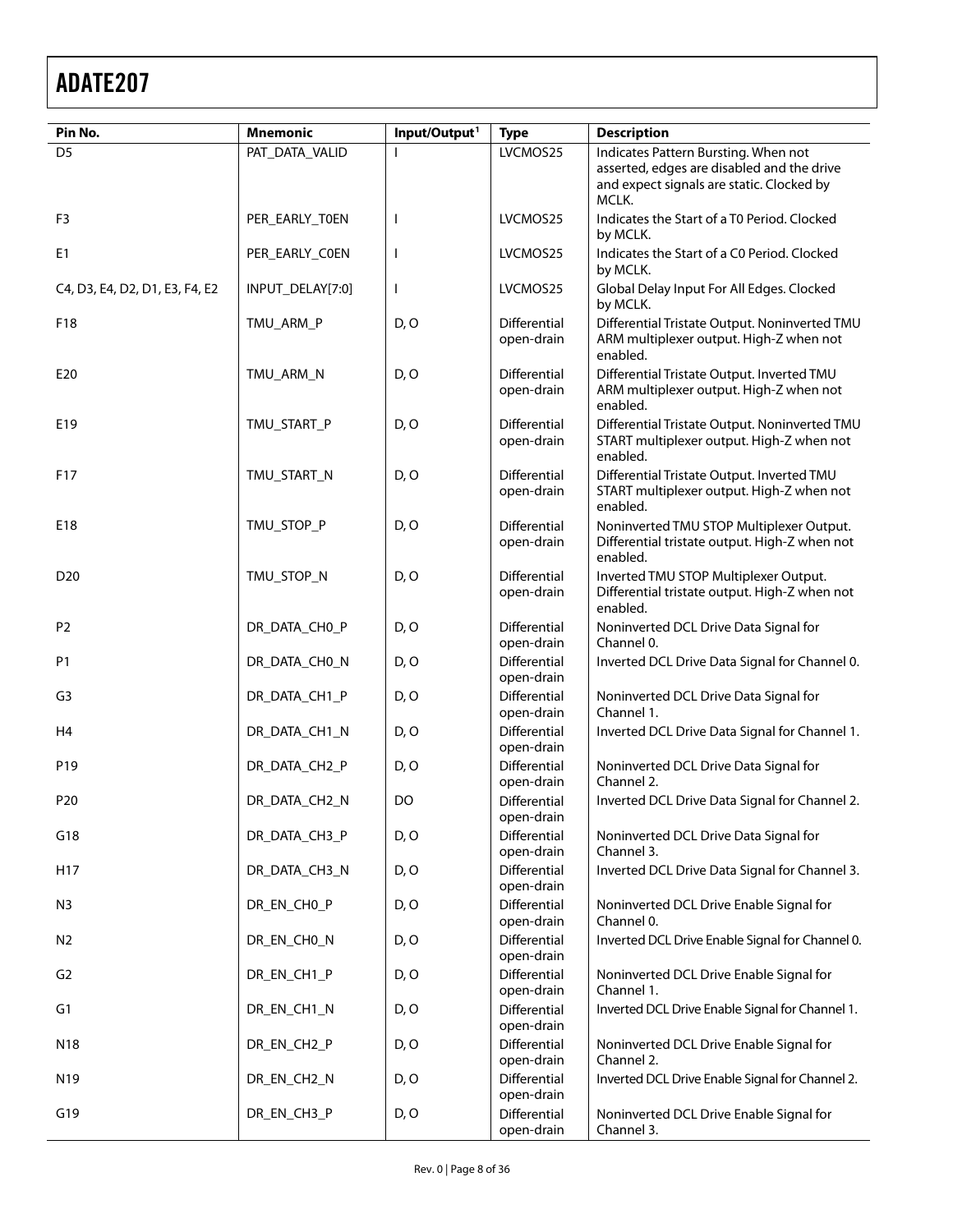| Pin No. | Mnemonic | Input/Output[1] | Type | Description |
|---|---|---|---|---|
| D5 | PAT_DATA_VALID | I | LVCMOS25 | Indicates Pattern Bursting. When not asserted, edges are disabled and the drive and expect signals are static. Clocked by MCLK. |
| F3 | PER_EARLY_T0EN | I | LVCMOS25 | Indicates the Start of a T0 Period. Clocked by MCLK. |
| E1 | PER_EARLY_C0EN | I | LVCMOS25 | Indicates the Start of a C0 Period. Clocked by MCLK. |
| C4, D3, E4, D2, D1, E3, F4, E2 | INPUT_DELAY[7:0] | I | LVCMOS25 | Global Delay Input For All Edges. Clocked by MCLK. |
| F18 | TMU_ARM_P | D, O | Differential open-drain | Differential Tristate Output. Noninverted TMU ARM multiplexer output. High-Z when not enabled. |
| E20 | TMU_ARM_N | D, O | Differential open-drain | Differential Tristate Output. Inverted TMU ARM multiplexer output. High-Z when not enabled. |
| E19 | TMU_START_P | D, O | Differential open-drain | Differential Tristate Output. Noninverted TMU START multiplexer output. High-Z when not enabled. |
| F17 | TMU_START_N | D, O | Differential open-drain | Differential Tristate Output. Inverted TMU START multiplexer output. High-Z when not enabled. |
| E18 | TMU_STOP_P | D, O | Differential open-drain | Noninverted TMU STOP Multiplexer Output. Differential tristate output. High-Z when not enabled. |
| D20 | TMU_STOP_N | D, O | Differential open-drain | Inverted TMU STOP Multiplexer Output. Differential tristate output. High-Z when not enabled. |
| P2 | DR_DATA_CH0_P | D, O | Differential open-drain | Noninverted DCL Drive Data Signal for Channel 0. |
| P1 | DR_DATA_CH0_N | D, O | Differential open-drain | Inverted DCL Drive Data Signal for Channel 0. |
| G3 | DR_DATA_CH1_P | D, O | Differential open-drain | Noninverted DCL Drive Data Signal for Channel 1. |
| H4 | DR_DATA_CH1_N | D, O | Differential open-drain | Inverted DCL Drive Data Signal for Channel 1. |
| P19 | DR_DATA_CH2_P | D, O | Differential open-drain | Noninverted DCL Drive Data Signal for Channel 2. |
| P20 | DR_DATA_CH2_N | DO | Differential open-drain | Inverted DCL Drive Data Signal for Channel 2. |
| G18 | DR_DATA_CH3_P | D, O | Differential open-drain | Noninverted DCL Drive Data Signal for Channel 3. |
| H17 | DR_DATA_CH3_N | D, O | Differential open-drain | Inverted DCL Drive Data Signal for Channel 3. |
| N3 | DR_EN_CH0_P | D, O | Differential open-drain | Noninverted DCL Drive Enable Signal for Channel 0. |
| N2 | DR_EN_CH0_N | D, O | Differential open-drain | Inverted DCL Drive Enable Signal for Channel 0. |
| G2 | DR_EN_CH1_P | D, O | Differential open-drain | Noninverted DCL Drive Enable Signal for Channel 1. |
| G1 | DR_EN_CH1_N | D, O | Differential open-drain | Inverted DCL Drive Enable Signal for Channel 1. |
| N18 | DR_EN_CH2_P | D, O | Differential open-drain | Noninverted DCL Drive Enable Signal for Channel 2. |
| N19 | DR_EN_CH2_N | D, O | Differential open-drain | Inverted DCL Drive Enable Signal for Channel 2. |
| G19 | DR_EN_CH3_P | D, O | Differential open-drain | Noninverted DCL Drive Enable Signal for Channel 3. |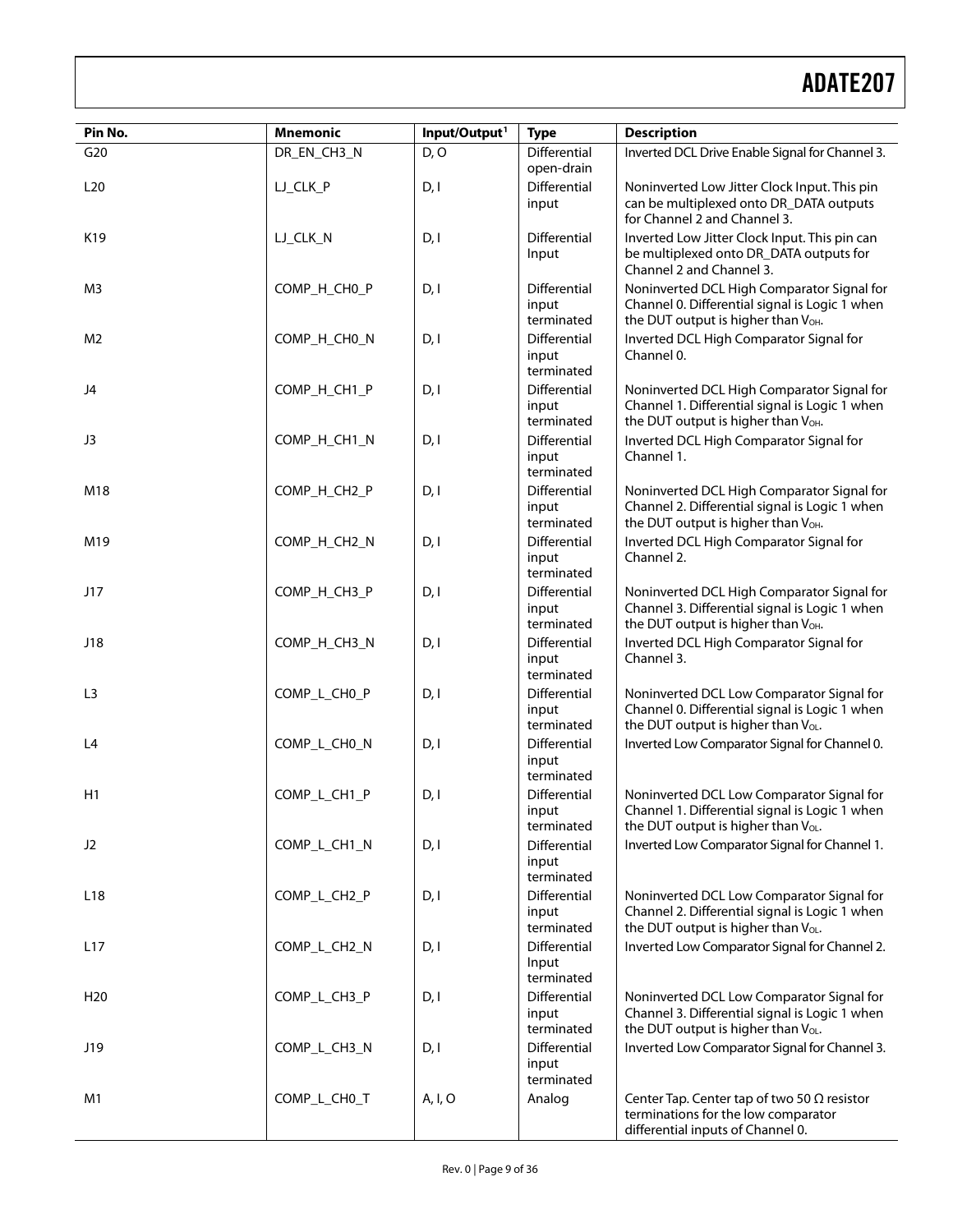| Pin No. | Mnemonic | Input/Output[1] | Type | Description |
|---|---|---|---|---|
| G20 | DR_EN_CH3_N | D, O | Differential open-drain | Inverted DCL Drive Enable Signal for Channel 3. |
| L20 | LJ_CLK_P | D, I | Differential input | Noninverted Low Jitter Clock Input. This pin can be multiplexed onto DR_DATA outputs for Channel 2 and Channel 3. |
| K19 | LJ_CLK_N | D, I | Differential Input | Inverted Low Jitter Clock Input. This pin can be multiplexed onto DR_DATA outputs for Channel 2 and Channel 3. |
| M3 | COMP_H_CH0_P | D, I | Differential input terminated | Noninverted DCL High Comparator Signal for Channel 0. Differential signal is Logic 1 when the DUT output is higher than $V_{OH}$. |
| M2 | COMP_H_CH0_N | D, I | Differential input terminated | Inverted DCL High Comparator Signal for Channel 0. |
| J4 | COMP_H_CH1_P | D, I | Differential input terminated | Noninverted DCL High Comparator Signal for Channel 1. Differential signal is Logic 1 when the DUT output is higher than $V_{OH}$. |
| J3 | COMP_H_CH1_N | D, I | Differential input terminated | Inverted DCL High Comparator Signal for Channel 1. |
| M18 | COMP_H_CH2_P | D, I | Differential input terminated | Noninverted DCL High Comparator Signal for Channel 2. Differential signal is Logic 1 when the DUT output is higher than $V_{OH}$. |
| M19 | COMP_H_CH2_N | D, I | Differential input terminated | Inverted DCL High Comparator Signal for Channel 2. |
| J17 | COMP_H_CH3_P | D, I | Differential input terminated | Noninverted DCL High Comparator Signal for Channel 3. Differential signal is Logic 1 when the DUT output is higher than $V_{OH}$. |
| J18 | COMP_H_CH3_N | D, I | Differential input terminated | Inverted DCL High Comparator Signal for Channel 3. |
| L3 | COMP_L_CH0_P | D, I | Differential input terminated | Noninverted DCL Low Comparator Signal for Channel 0. Differential signal is Logic 1 when the DUT output is higher than $V_{OL}$. |
| L4 | COMP_L_CH0_N | D, I | Differential input terminated | Inverted Low Comparator Signal for Channel 0. |
| H1 | COMP_L_CH1_P | D, I | Differential input terminated | Noninverted DCL Low Comparator Signal for Channel 1. Differential signal is Logic 1 when the DUT output is higher than $V_{OL}$. |
| J2 | COMP_L_CH1_N | D, I | Differential input terminated | Inverted Low Comparator Signal for Channel 1. |
| L18 | COMP_L_CH2_P | D, I | Differential input terminated | Noninverted DCL Low Comparator Signal for Channel 2. Differential signal is Logic 1 when the DUT output is higher than $V_{OL}$. |
| L17 | COMP_L_CH2_N | D, I | Differential Input terminated | Inverted Low Comparator Signal for Channel 2. |
| H20 | COMP_L_CH3_P | D, I | Differential input terminated | Noninverted DCL Low Comparator Signal for Channel 3. Differential signal is Logic 1 when the DUT output is higher than $V_{OL}$. |
| J19 | COMP_L_CH3_N | D, I | Differential input terminated | Inverted Low Comparator Signal for Channel 3. |
| M1 | COMP_L_CH0_T | A, I, O | Analog | Center Tap. Center tap of two 50 Ω resistor terminations for the low comparator differential inputs of Channel 0. |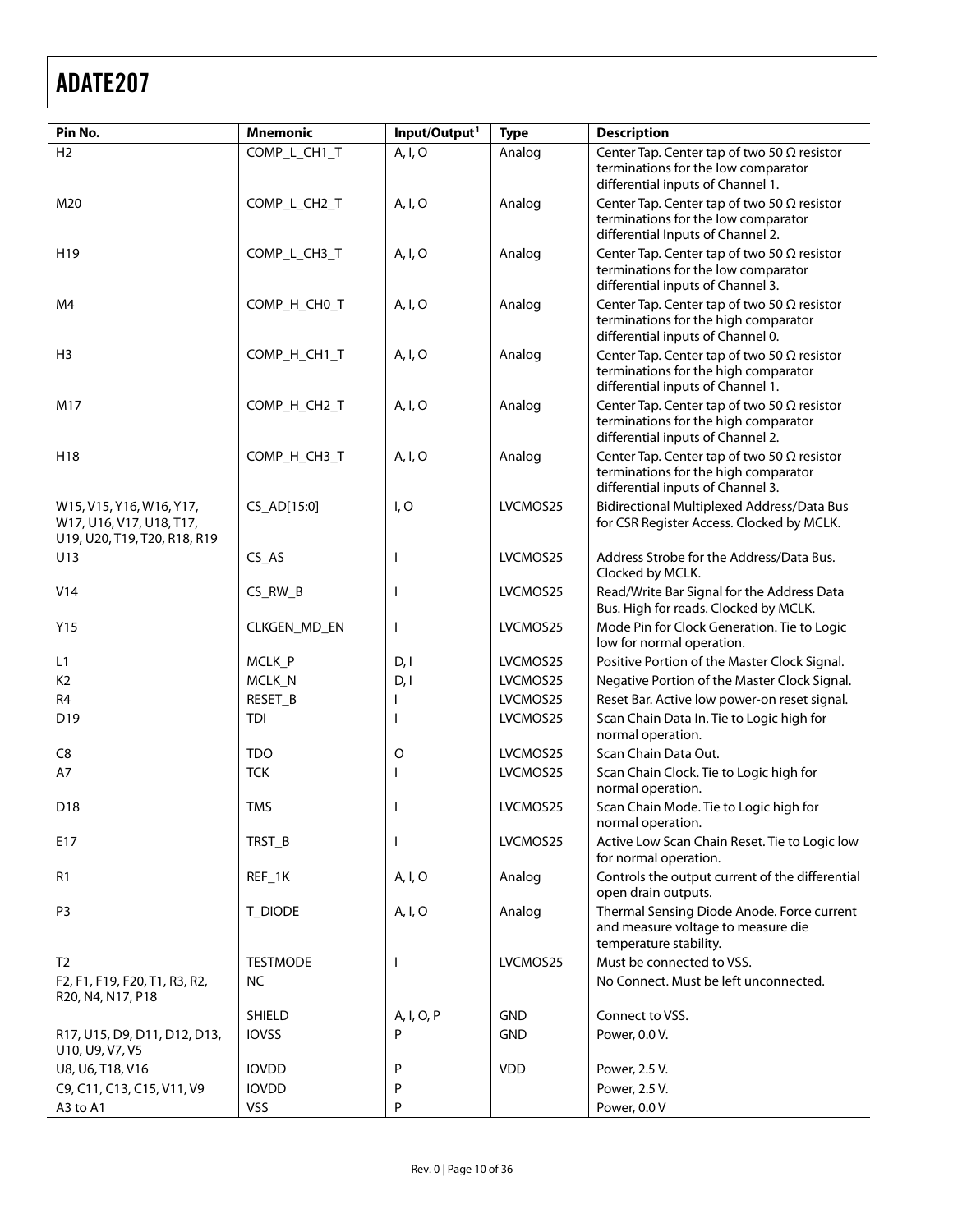| Pin No. | Mnemonic | Input/Output[1] | Type | Description |
|---|---|---|---|---|
| H2 | COMP_L_CH1_T | A, I, O | Analog | Center Tap. Center tap of two 50 Ω resistor terminations for the low comparator differential inputs of Channel 1. |
| M20 | COMP_L_CH2_T | A, I, O | Analog | Center Tap. Center tap of two 50 Ω resistor terminations for the low comparator differential Inputs of Channel 2. |
| H19 | COMP_L_CH3_T | A, I, O | Analog | Center Tap. Center tap of two 50 Ω resistor terminations for the low comparator differential inputs of Channel 3. |
| M4 | COMP_H_CH0_T | A, I, O | Analog | Center Tap. Center tap of two 50 Ω resistor terminations for the high comparator differential inputs of Channel 0. |
| H3 | COMP_H_CH1_T | A, I, O | Analog | Center Tap. Center tap of two 50 Ω resistor terminations for the high comparator differential inputs of Channel 1. |
| M17 | COMP_H_CH2_T | A, I, O | Analog | Center Tap. Center tap of two 50 Ω resistor terminations for the high comparator differential inputs of Channel 2. |
| H18 | COMP_H_CH3_T | A, I, O | Analog | Center Tap. Center tap of two 50 Ω resistor terminations for the high comparator differential inputs of Channel 3. |
| W15, V15, Y16, W16, Y17, W17, U16, V17, U18, T17, U19, U20, T19, T20, R18, R19 | CS_AD[15:0] | I, O | LVCMOS25 | Bidirectional Multiplexed Address/Data Bus for CSR Register Access. Clocked by MCLK. |
| U13 | CS_AS | I | LVCMOS25 | Address Strobe for the Address/Data Bus. Clocked by MCLK. |
| V14 | CS_RW_B | I | LVCMOS25 | Read/Write Bar Signal for the Address Data Bus. High for reads. Clocked by MCLK. |
| Y15 | CLKGEN_MD_EN | I | LVCMOS25 | Mode Pin for Clock Generation. Tie to Logic low for normal operation. |
| L1 | MCLK_P | D, I | LVCMOS25 | Positive Portion of the Master Clock Signal. |
| K2 | MCLK_N | D, I | LVCMOS25 | Negative Portion of the Master Clock Signal. |
| R4 | RESET_B | I | LVCMOS25 | Reset Bar. Active low power-on reset signal. |
| D19 | TDI | I | LVCMOS25 | Scan Chain Data In. Tie to Logic high for normal operation. |
| C8 | TDO | O | LVCMOS25 | Scan Chain Data Out. |
| A7 | TCK | I | LVCMOS25 | Scan Chain Clock. Tie to Logic high for normal operation. |
| D18 | TMS | I | LVCMOS25 | Scan Chain Mode. Tie to Logic high for normal operation. |
| E17 | TRST_B | I | LVCMOS25 | Active Low Scan Chain Reset. Tie to Logic low for normal operation. |
| R1 | REF_1K | A, I, O | Analog | Controls the output current of the differential open drain outputs. |
| P3 | T_DIODE | A, I, O | Analog | Thermal Sensing Diode Anode. Force current and measure voltage to measure die temperature stability. |
| T2 | TESTMODE | I | LVCMOS25 | Must be connected to VSS. |
| F2, F1, F19, F20, T1, R3, R2, R20, N4, N17, P18 | NC | | | No Connect. Must be left unconnected. |
| | SHIELD | A, I, O, P | GND | Connect to VSS. |
| R17, U15, D9, D11, D12, D13, U10, U9, V7, V5 | IOVSS | P | GND | Power, 0.0 V. |
| U8, U6, T18, V16 | IOVDD | P | VDD | Power, 2.5 V. |
| C9, C11, C13, C15, V11, V9 | IOVDD | P | | Power, 2.5 V. |
| A3 to A1 | VSS | P | | Power, 0.0 V |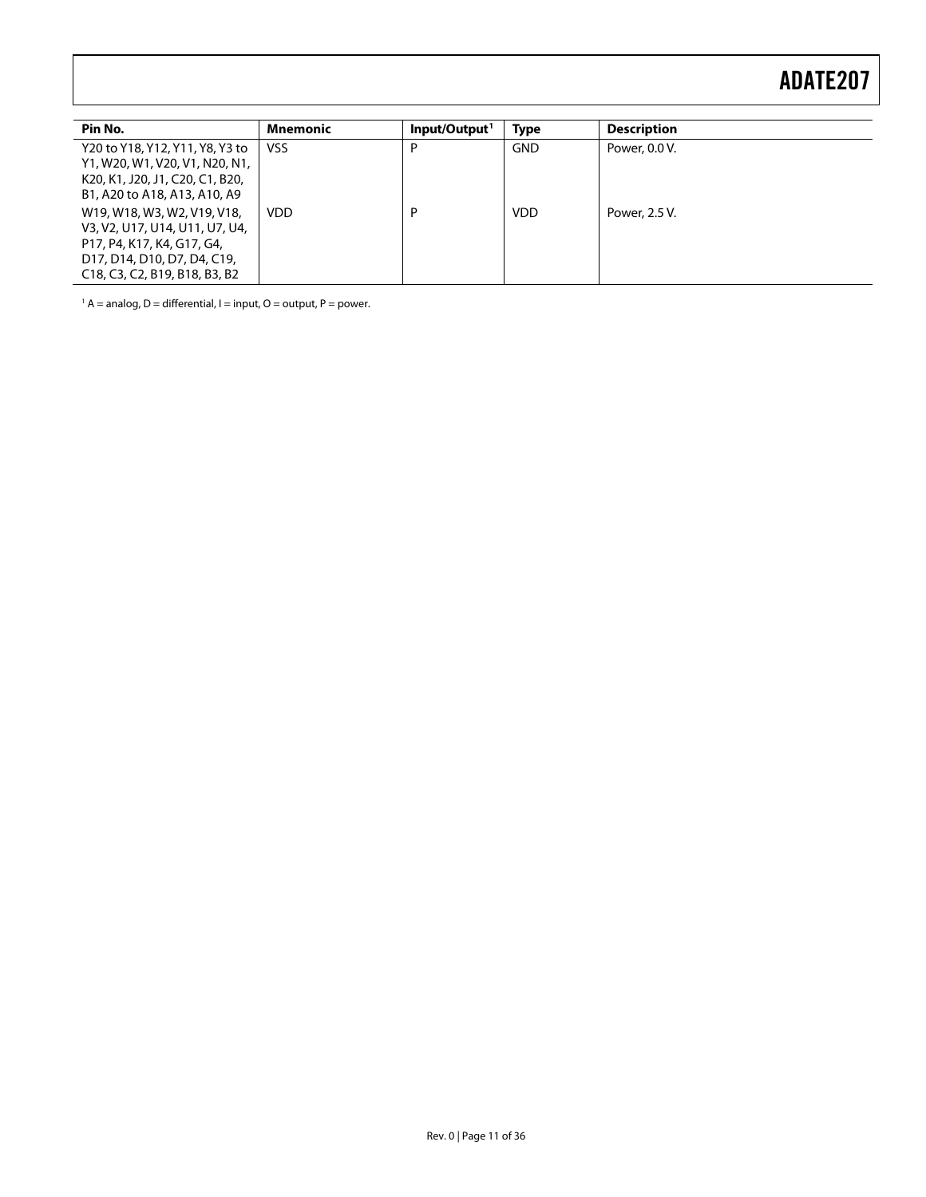| Pin No. | Mnemonic | Input/Output[1] | Type | Description |
|---|---|---|---|---|
| Y20 to Y18, Y12, Y11, Y8, Y3 to Y1, W20, W1, V20, V1, N20, N1, K20, K1, J20, J1, C20, C1, B20, B1, A20 to A18, A13, A10, A9 | VSS | P | GND | Power, 0.0 V. |
| W19, W18, W3, W2, V19, V18, V3, V2, U17, U14, U11, U7, U4, P17, P4, K17, K4, G17, G4, D17, D14, D10, D7, D4, C19, C18, C3, C2, B19, B18, B3, B2 | VDD | P | VDD | Power, 2.5 V. |

[1] A = analog, D = differential, I = input, O = output, P = power.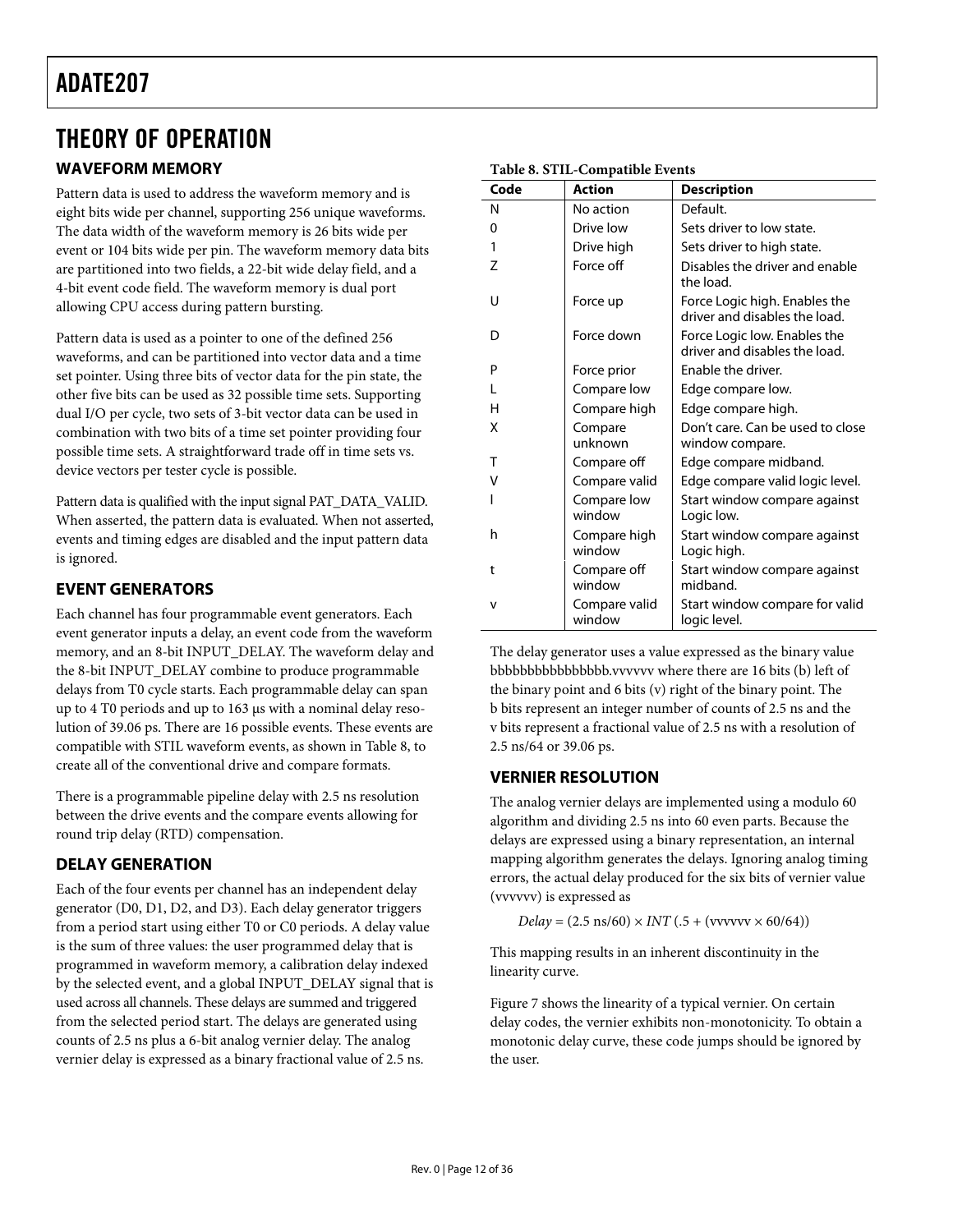# THEORY OF OPERATION

## WAVEFORM MEMORY

Pattern data is used to address the waveform memory and is eight bits wide per channel, supporting 256 unique waveforms. The data width of the waveform memory is 26 bits wide per event or 104 bits wide per pin. The waveform memory data bits are partitioned into two fields, a 22-bit wide delay field, and a 4-bit event code field. The waveform memory is dual port allowing CPU access during pattern bursting.

Pattern data is used as a pointer to one of the defined 256 waveforms, and can be partitioned into vector data and a time set pointer. Using three bits of vector data for the pin state, the other five bits can be used as 32 possible time sets. Supporting dual I/O per cycle, two sets of 3-bit vector data can be used in combination with two bits of a time set pointer providing four possible time sets. A straightforward trade off in time sets vs. device vectors per tester cycle is possible.

Pattern data is qualified with the input signal PAT_DATA_VALID. When asserted, the pattern data is evaluated. When not asserted, events and timing edges are disabled and the input pattern data is ignored.

## EVENT GENERATORS

Each channel has four programmable event generators. Each event generator inputs a delay, an event code from the waveform memory, and an 8-bit INPUT_DELAY. The waveform delay and the 8-bit INPUT_DELAY combine to produce programmable delays from T0 cycle starts. Each programmable delay can span up to 4 T0 periods and up to 163 μs with a nominal delay resolution of 39.06 ps. There are 16 possible events. These events are compatible with STIL waveform events, as shown in Table 8, to create all of the conventional drive and compare formats.

There is a programmable pipeline delay with 2.5 ns resolution between the drive events and the compare events allowing for round trip delay (RTD) compensation.

## DELAY GENERATION

Each of the four events per channel has an independent delay generator (D0, D1, D2, and D3). Each delay generator triggers from a period start using either T0 or C0 periods. A delay value is the sum of three values: the user programmed delay that is programmed in waveform memory, a calibration delay indexed by the selected event, and a global INPUT_DELAY signal that is used across all channels. These delays are summed and triggered from the selected period start. The delays are generated using counts of 2.5 ns plus a 6-bit analog vernier delay. The analog vernier delay is expressed as a binary fractional value of 2.5 ns.

**Table 8. STIL-Compatible Events**

| Code | Action | Description |
|---|---|---|
| N | No action | Default. |
| 0 | Drive low | Sets driver to low state. |
| 1 | Drive high | Sets driver to high state. |
| Z | Force off | Disables the driver and enable the load. |
| U | Force up | Force Logic high. Enables the driver and disables the load. |
| D | Force down | Force Logic low. Enables the driver and disables the load. |
| P | Force prior | Enable the driver. |
| L | Compare low | Edge compare low. |
| H | Compare high | Edge compare high. |
| X | Compare unknown | Don't care. Can be used to close window compare. |
| T | Compare off | Edge compare midband. |
| V | Compare valid | Edge compare valid logic level. |
| l | Compare low window | Start window compare against Logic low. |
| h | Compare high window | Start window compare against Logic high. |
| t | Compare off window | Start window compare against midband. |
| v | Compare valid window | Start window compare for valid logic level. |

The delay generator uses a value expressed as the binary value bbbbbbbbbbbbbbbb.vvvvvv where there are 16 bits (b) left of the binary point and 6 bits (v) right of the binary point. The b bits represent an integer number of counts of 2.5 ns and the v bits represent a fractional value of 2.5 ns with a resolution of 2.5 ns/64 or 39.06 ps.

## VERNIER RESOLUTION

The analog vernier delays are implemented using a modulo 60 algorithm and dividing 2.5 ns into 60 even parts. Because the delays are expressed using a binary representation, an internal mapping algorithm generates the delays. Ignoring analog timing errors, the actual delay produced for the six bits of vernier value (vvvvvv) is expressed as

$$Delay = (2.5\ \text{ns}/60) \times INT\ (.5 + (\text{vvvvvv} \times 60/64))$$

This mapping results in an inherent discontinuity in the linearity curve.

Figure 7 shows the linearity of a typical vernier. On certain delay codes, the vernier exhibits non-monotonicity. To obtain a monotonic delay curve, these code jumps should be ignored by the user.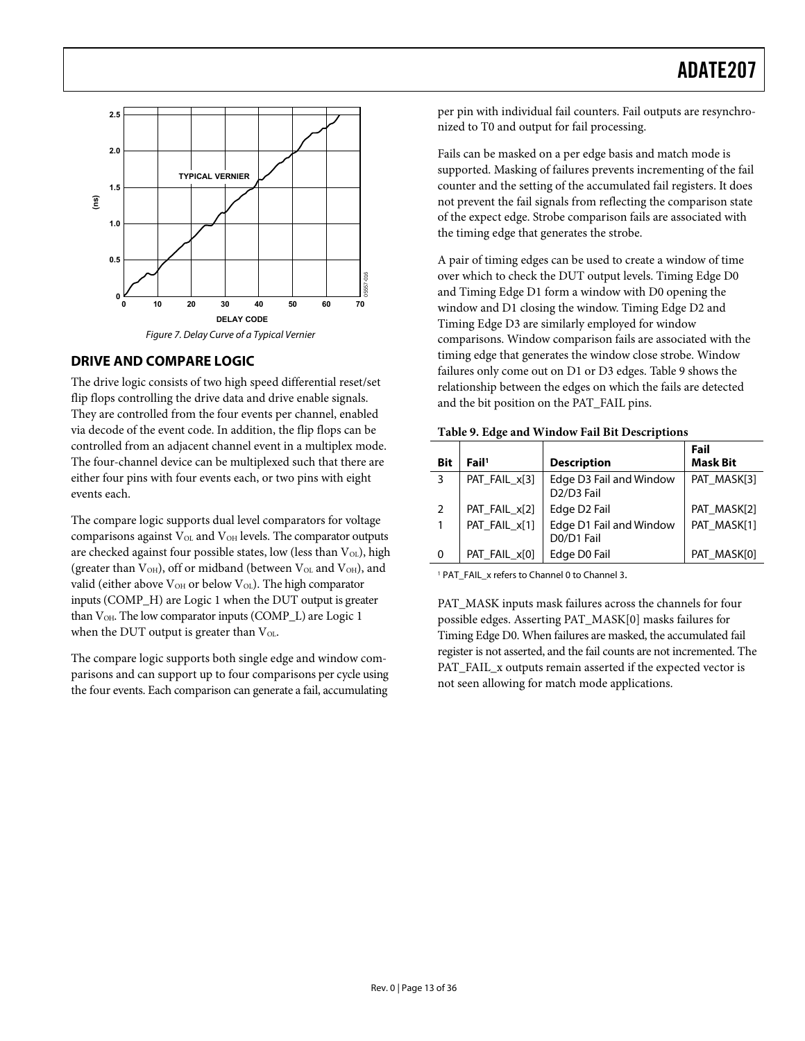Figure 7. Delay Curve of a Typical Vernier

## DRIVE AND COMPARE LOGIC

The drive logic consists of two high speed differential reset/set flip flops controlling the drive data and drive enable signals. They are controlled from the four events per channel, enabled via decode of the event code. In addition, the flip flops can be controlled from an adjacent channel event in a multiplex mode. The four-channel device can be multiplexed such that there are either four pins with four events each, or two pins with eight events each.

The compare logic supports dual level comparators for voltage comparisons against $V_{OL}$ and $V_{OH}$ levels. The comparator outputs are checked against four possible states, low (less than $V_{OL}$), high (greater than $V_{OH}$), off or midband (between $V_{OL}$ and $V_{OH}$), and valid (either above $V_{OH}$ or below $V_{OL}$). The high comparator inputs (COMP_H) are Logic 1 when the DUT output is greater than $V_{OH}$. The low comparator inputs (COMP_L) are Logic 1 when the DUT output is greater than $V_{OL}$.

The compare logic supports both single edge and window comparisons and can support up to four comparisons per cycle using the four events. Each comparison can generate a fail, accumulating per pin with individual fail counters. Fail outputs are resynchronized to T0 and output for fail processing.

Fails can be masked on a per edge basis and match mode is supported. Masking of failures prevents incrementing of the fail counter and the setting of the accumulated fail registers. It does not prevent the fail signals from reflecting the comparison state of the expect edge. Strobe comparison fails are associated with the timing edge that generates the strobe.

A pair of timing edges can be used to create a window of time over which to check the DUT output levels. Timing Edge D0 and Timing Edge D1 form a window with D0 opening the window and D1 closing the window. Timing Edge D2 and Timing Edge D3 are similarly employed for window comparisons. Window comparison fails are associated with the timing edge that generates the window close strobe. Window failures only come out on D1 or D3 edges. Table 9 shows the relationship between the edges on which the fails are detected and the bit position on the PAT_FAIL pins.

**Table 9. Edge and Window Fail Bit Descriptions**

| Bit | Fail[1] | Description | Fail Mask Bit |
|---|---|---|---|
| 3 | PAT_FAIL_x[3] | Edge D3 Fail and Window D2/D3 Fail | PAT_MASK[3] |
| 2 | PAT_FAIL_x[2] | Edge D2 Fail | PAT_MASK[2] |
| 1 | PAT_FAIL_x[1] | Edge D1 Fail and Window D0/D1 Fail | PAT_MASK[1] |
| 0 | PAT_FAIL_x[0] | Edge D0 Fail | PAT_MASK[0] |

[1] PAT_FAIL_x refers to Channel 0 to Channel 3.

PAT_MASK inputs mask failures across the channels for four possible edges. Asserting PAT_MASK[0] masks failures for Timing Edge D0. When failures are masked, the accumulated fail register is not asserted, and the fail counts are not incremented. The PAT_FAIL_x outputs remain asserted if the expected vector is not seen allowing for match mode applications.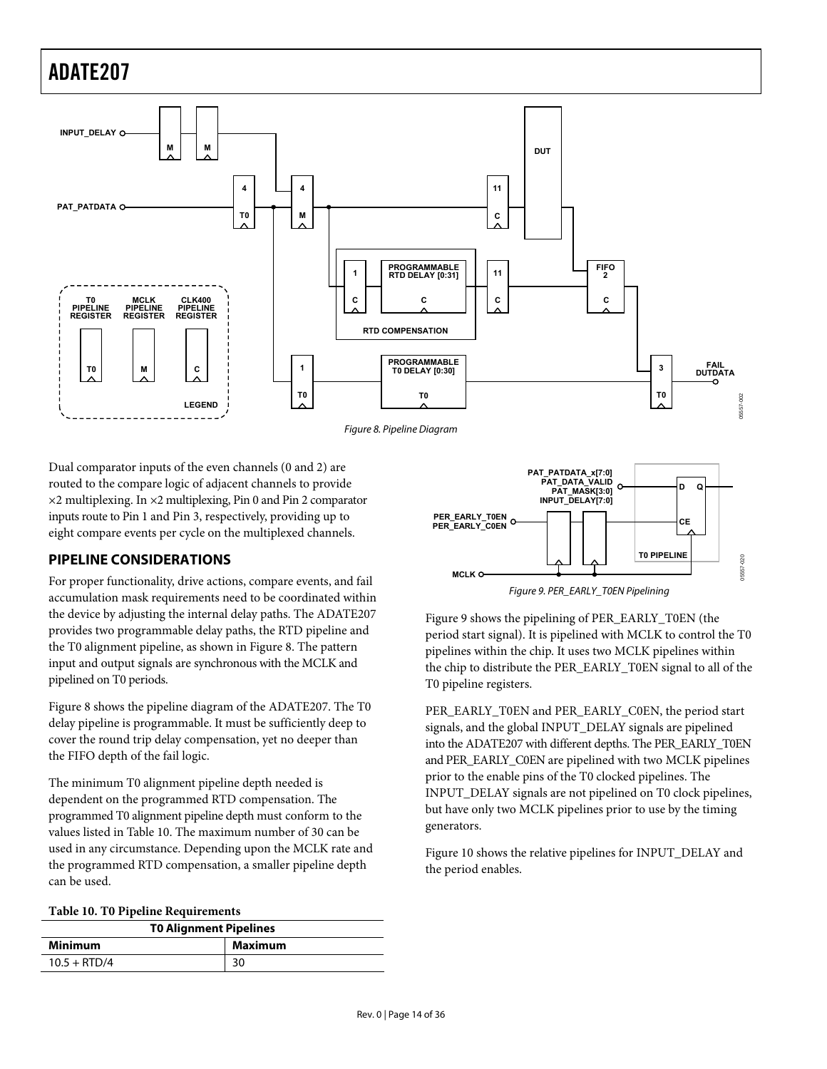Figure 8. Pipeline Diagram

Dual comparator inputs of the even channels (0 and 2) are routed to the compare logic of adjacent channels to provide ×2 multiplexing. In ×2 multiplexing, Pin 0 and Pin 2 comparator inputs route to Pin 1 and Pin 3, respectively, providing up to eight compare events per cycle on the multiplexed channels.

## PIPELINE CONSIDERATIONS

For proper functionality, drive actions, compare events, and fail accumulation mask requirements need to be coordinated within the device by adjusting the internal delay paths. The ADATE207 provides two programmable delay paths, the RTD pipeline and the T0 alignment pipeline, as shown in Figure 8. The pattern input and output signals are synchronous with the MCLK and pipelined on T0 periods.

Figure 8 shows the pipeline diagram of the ADATE207. The T0 delay pipeline is programmable. It must be sufficiently deep to cover the round trip delay compensation, yet no deeper than the FIFO depth of the fail logic.

The minimum T0 alignment pipeline depth needed is dependent on the programmed RTD compensation. The programmed T0 alignment pipeline depth must conform to the values listed in Table 10. The maximum number of 30 can be used in any circumstance. Depending upon the MCLK rate and the programmed RTD compensation, a smaller pipeline depth can be used.

**Table 10. T0 Pipeline Requirements**

| T0 Alignment Pipelines | |
|---|---|
| **Minimum** | **Maximum** |
| 10.5 + RTD/4 | 30 |

Figure 9. PER_EARLY_T0EN Pipelining

Figure 9 shows the pipelining of PER_EARLY_T0EN (the period start signal). It is pipelined with MCLK to control the T0 pipelines within the chip. It uses two MCLK pipelines within the chip to distribute the PER_EARLY_T0EN signal to all of the T0 pipeline registers.

PER_EARLY_T0EN and PER_EARLY_C0EN, the period start signals, and the global INPUT_DELAY signals are pipelined into the ADATE207 with different depths. The PER_EARLY_T0EN and PER_EARLY_C0EN are pipelined with two MCLK pipelines prior to the enable pins of the T0 clocked pipelines. The INPUT_DELAY signals are not pipelined on T0 clock pipelines, but have only two MCLK pipelines prior to use by the timing generators.

Figure 10 shows the relative pipelines for INPUT_DELAY and the period enables.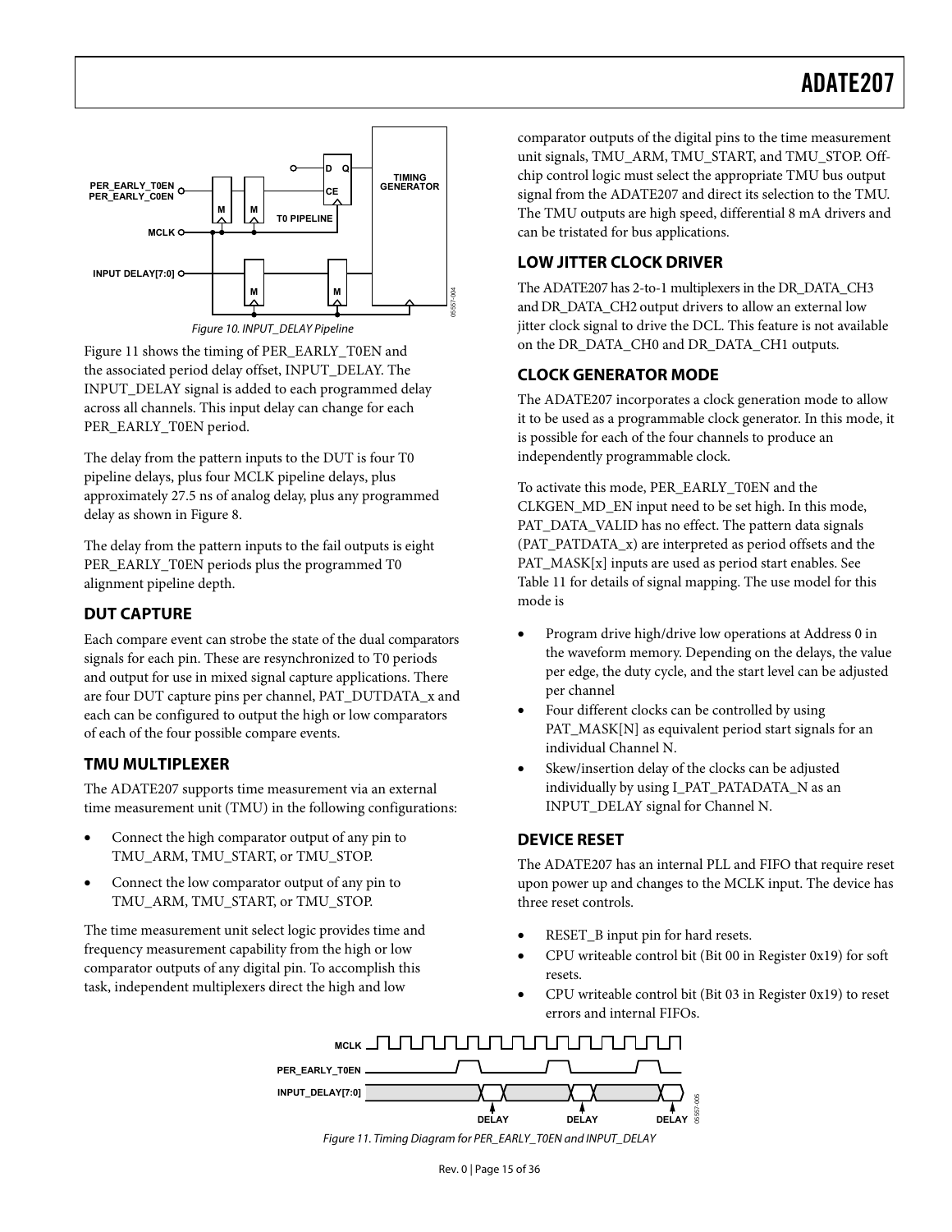Figure 10. INPUT_DELAY Pipeline

Figure 11 shows the timing of PER_EARLY_T0EN and the associated period delay offset, INPUT_DELAY. The INPUT_DELAY signal is added to each programmed delay across all channels. This input delay can change for each PER_EARLY_T0EN period.

The delay from the pattern inputs to the DUT is four T0 pipeline delays, plus four MCLK pipeline delays, plus approximately 27.5 ns of analog delay, plus any programmed delay as shown in Figure 8.

The delay from the pattern inputs to the fail outputs is eight PER_EARLY_T0EN periods plus the programmed T0 alignment pipeline depth.

## DUT CAPTURE

Each compare event can strobe the state of the dual comparators signals for each pin. These are resynchronized to T0 periods and output for use in mixed signal capture applications. There are four DUT capture pins per channel, PAT_DUTDATA_x and each can be configured to output the high or low comparators of each of the four possible compare events.

## TMU MULTIPLEXER

The ADATE207 supports time measurement via an external time measurement unit (TMU) in the following configurations:

- Connect the high comparator output of any pin to TMU_ARM, TMU_START, or TMU_STOP.
- Connect the low comparator output of any pin to TMU_ARM, TMU_START, or TMU_STOP.

The time measurement unit select logic provides time and frequency measurement capability from the high or low comparator outputs of any digital pin. To accomplish this task, independent multiplexers direct the high and low comparator outputs of the digital pins to the time measurement unit signals, TMU_ARM, TMU_START, and TMU_STOP. Off-chip control logic must select the appropriate TMU bus output signal from the ADATE207 and direct its selection to the TMU. The TMU outputs are high speed, differential 8 mA drivers and can be tristated for bus applications.

## LOW JITTER CLOCK DRIVER

The ADATE207 has 2-to-1 multiplexers in the DR_DATA_CH3 and DR_DATA_CH2 output drivers to allow an external low jitter clock signal to drive the DCL. This feature is not available on the DR_DATA_CH0 and DR_DATA_CH1 outputs.

## CLOCK GENERATOR MODE

The ADATE207 incorporates a clock generation mode to allow it to be used as a programmable clock generator. In this mode, it is possible for each of the four channels to produce an independently programmable clock.

To activate this mode, PER_EARLY_T0EN and the CLKGEN_MD_EN input need to be set high. In this mode, PAT_DATA_VALID has no effect. The pattern data signals (PAT_PATDATA_x) are interpreted as period offsets and the PAT_MASK[x] inputs are used as period start enables. See Table 11 for details of signal mapping. The use model for this mode is

- Program drive high/drive low operations at Address 0 in the waveform memory. Depending on the delays, the value per edge, the duty cycle, and the start level can be adjusted per channel
- Four different clocks can be controlled by using PAT_MASK[N] as equivalent period start signals for an individual Channel N.
- Skew/insertion delay of the clocks can be adjusted individually by using I_PAT_PATADATA_N as an INPUT_DELAY signal for Channel N.

## DEVICE RESET

The ADATE207 has an internal PLL and FIFO that require reset upon power up and changes to the MCLK input. The device has three reset controls.

- RESET_B input pin for hard resets.
- CPU writeable control bit (Bit 00 in Register 0x19) for soft resets.
- CPU writeable control bit (Bit 03 in Register 0x19) to reset errors and internal FIFOs.

Figure 11. Timing Diagram for PER_EARLY_T0EN and INPUT_DELAY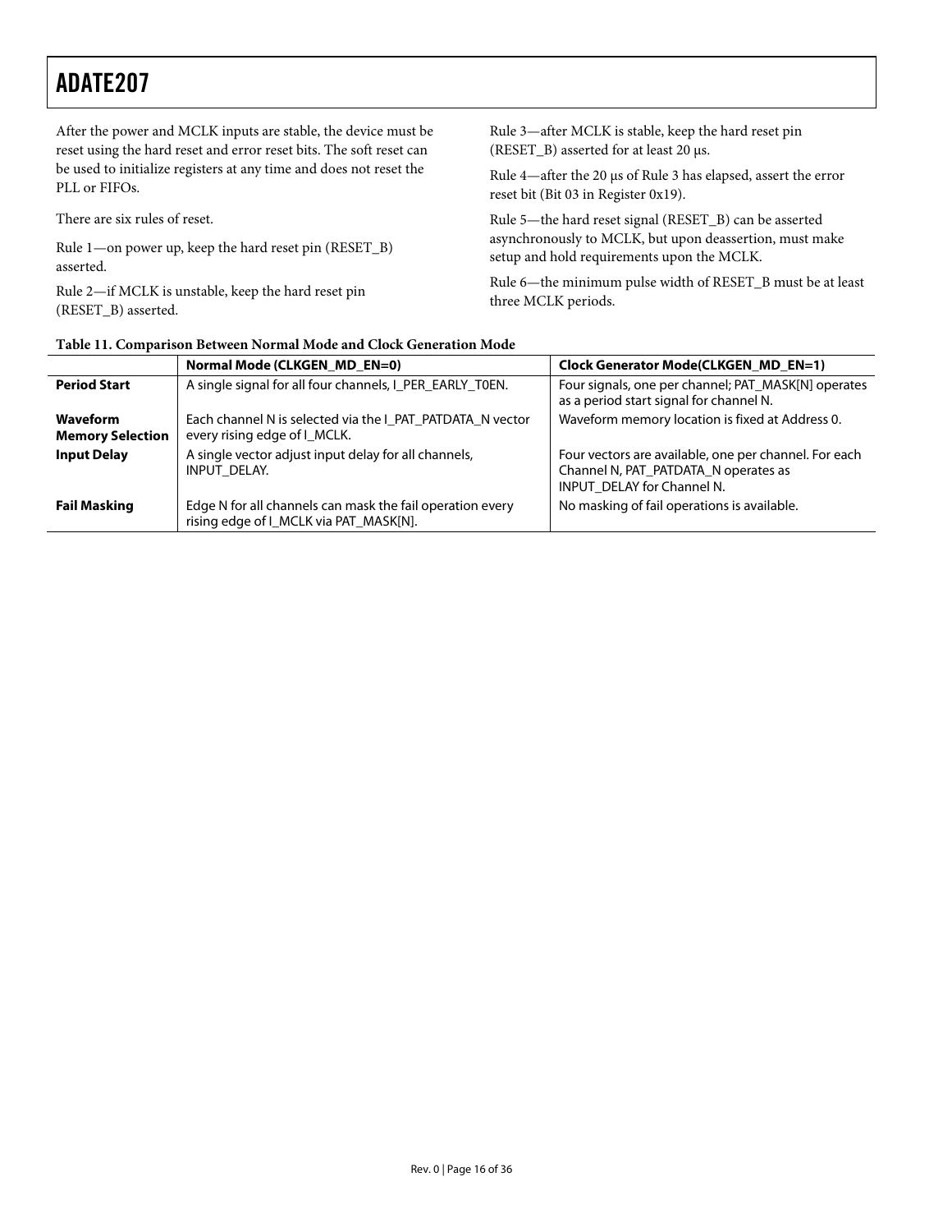After the power and MCLK inputs are stable, the device must be reset using the hard reset and error reset bits. The soft reset can be used to initialize registers at any time and does not reset the PLL or FIFOs.

There are six rules of reset.

Rule 1—on power up, keep the hard reset pin (RESET_B) asserted.

Rule 2—if MCLK is unstable, keep the hard reset pin (RESET_B) asserted.

Rule 3—after MCLK is stable, keep the hard reset pin (RESET_B) asserted for at least 20 μs.

Rule 4—after the 20 μs of Rule 3 has elapsed, assert the error reset bit (Bit 03 in Register 0x19).

Rule 5—the hard reset signal (RESET_B) can be asserted asynchronously to MCLK, but upon deassertion, must make setup and hold requirements upon the MCLK.

Rule 6—the minimum pulse width of RESET_B must be at least three MCLK periods.

**Table 11. Comparison Between Normal Mode and Clock Generation Mode**

| | Normal Mode (CLKGEN_MD_EN=0) | Clock Generator Mode(CLKGEN_MD_EN=1) |
|---|---|---|
| **Period Start** | A single signal for all four channels, I_PER_EARLY_T0EN. | Four signals, one per channel; PAT_MASK[N] operates as a period start signal for channel N. |
| **Waveform Memory Selection** | Each channel N is selected via the I_PAT_PATDATA_N vector every rising edge of I_MCLK. | Waveform memory location is fixed at Address 0. |
| **Input Delay** | A single vector adjust input delay for all channels, INPUT_DELAY. | Four vectors are available, one per channel. For each Channel N, PAT_PATDATA_N operates as INPUT_DELAY for Channel N. |
| **Fail Masking** | Edge N for all channels can mask the fail operation every rising edge of I_MCLK via PAT_MASK[N]. | No masking of fail operations is available. |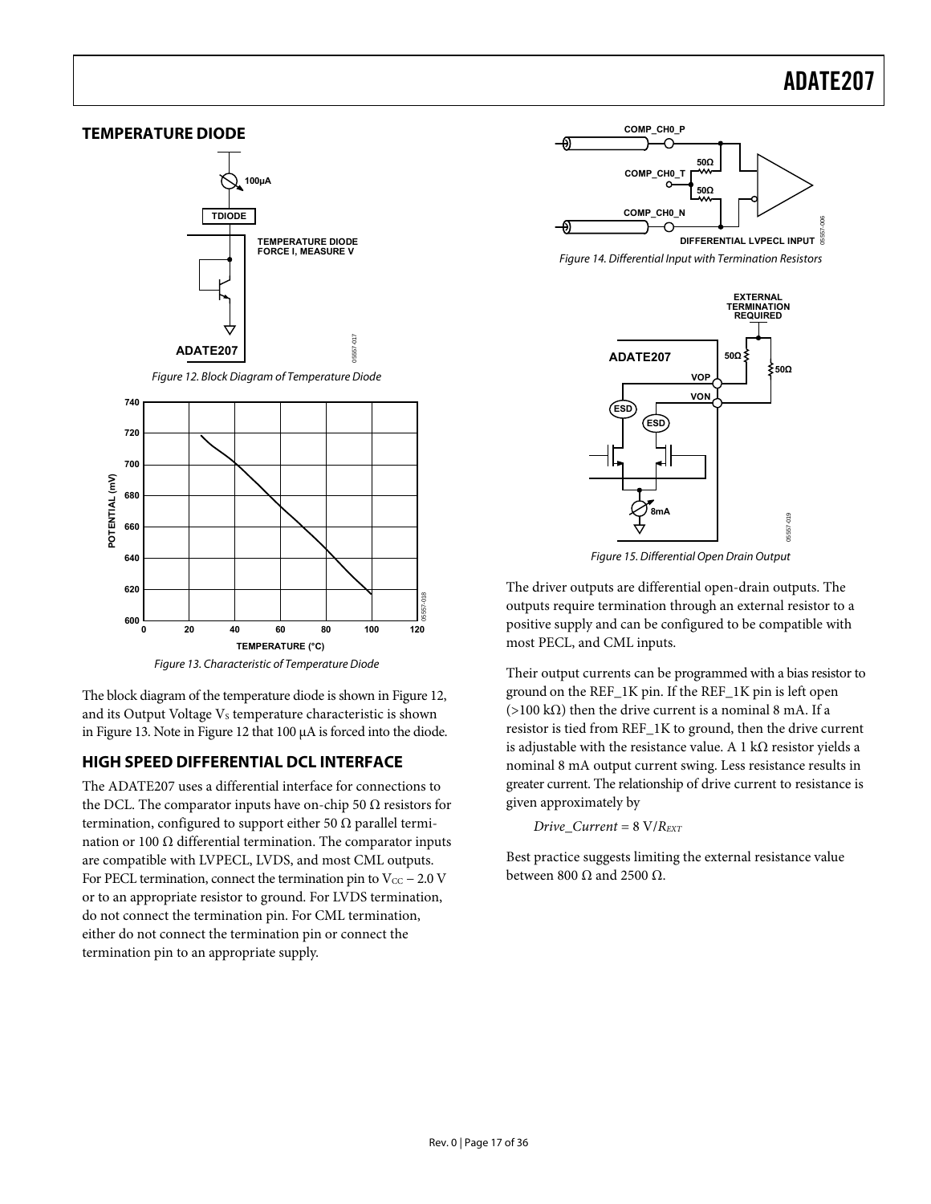## TEMPERATURE DIODE

Figure 12. Block Diagram of Temperature Diode

Figure 13. Characteristic of Temperature Diode

The block diagram of the temperature diode is shown in Figure 12, and its Output Voltage $V_S$ temperature characteristic is shown in Figure 13. Note in Figure 12 that 100 μA is forced into the diode.

## HIGH SPEED DIFFERENTIAL DCL INTERFACE

The ADATE207 uses a differential interface for connections to the DCL. The comparator inputs have on-chip 50 Ω resistors for termination, configured to support either 50 Ω parallel termination or 100 Ω differential termination. The comparator inputs are compatible with LVPECL, LVDS, and most CML outputs. For PECL termination, connect the termination pin to $V_{CC}$ – 2.0 V or to an appropriate resistor to ground. For LVDS termination, do not connect the termination pin. For CML termination, either do not connect the termination pin or connect the termination pin to an appropriate supply.

Figure 14. Differential Input with Termination Resistors

Figure 15. Differential Open Drain Output

The driver outputs are differential open-drain outputs. The outputs require termination through an external resistor to a positive supply and can be configured to be compatible with most PECL, and CML inputs.

Their output currents can be programmed with a bias resistor to ground on the REF_1K pin. If the REF_1K pin is left open (>100 kΩ) then the drive current is a nominal 8 mA. If a resistor is tied from REF_1K to ground, then the drive current is adjustable with the resistance value. A 1 kΩ resistor yields a nominal 8 mA output current swing. Less resistance results in greater current. The relationship of drive current to resistance is given approximately by

$$Drive\_Current = 8\text{ V}/R_{EXT}$$

Best practice suggests limiting the external resistance value between 800 Ω and 2500 Ω.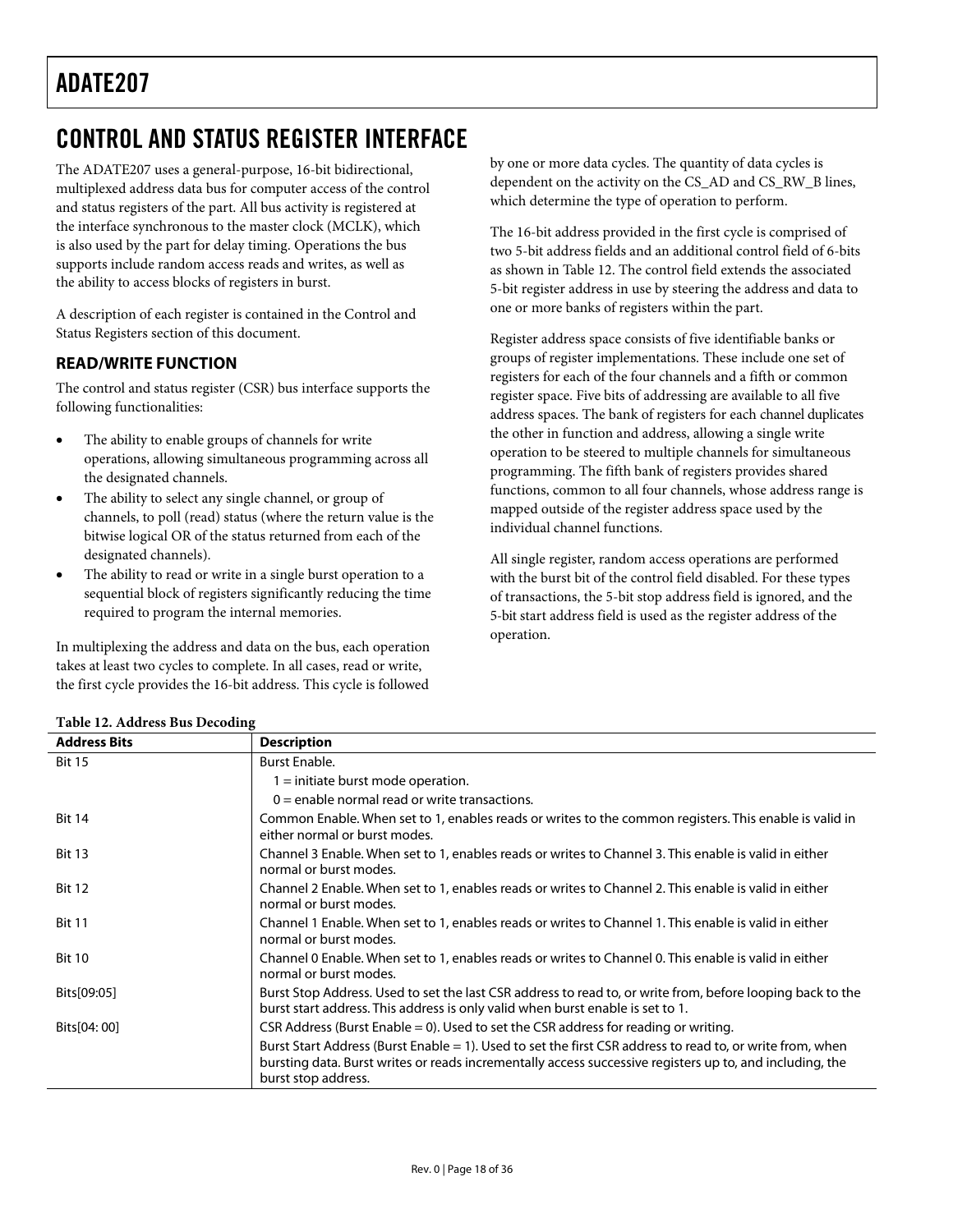## CONTROL AND STATUS REGISTER INTERFACE

The ADATE207 uses a general-purpose, 16-bit bidirectional, multiplexed address data bus for computer access of the control and status registers of the part. All bus activity is registered at the interface synchronous to the master clock (MCLK), which is also used by the part for delay timing. Operations the bus supports include random access reads and writes, as well as the ability to access blocks of registers in burst.

A description of each register is contained in the Control and Status Registers section of this document.

### READ/WRITE FUNCTION

The control and status register (CSR) bus interface supports the following functionalities:

- The ability to enable groups of channels for write operations, allowing simultaneous programming across all the designated channels.
- The ability to select any single channel, or group of channels, to poll (read) status (where the return value is the bitwise logical OR of the status returned from each of the designated channels).
- The ability to read or write in a single burst operation to a sequential block of registers significantly reducing the time required to program the internal memories.

In multiplexing the address and data on the bus, each operation takes at least two cycles to complete. In all cases, read or write, the first cycle provides the 16-bit address. This cycle is followed by one or more data cycles. The quantity of data cycles is dependent on the activity on the CS_AD and CS_RW_B lines, which determine the type of operation to perform.

The 16-bit address provided in the first cycle is comprised of two 5-bit address fields and an additional control field of 6-bits as shown in Table 12. The control field extends the associated 5-bit register address in use by steering the address and data to one or more banks of registers within the part.

Register address space consists of five identifiable banks or groups of register implementations. These include one set of registers for each of the four channels and a fifth or common register space. Five bits of addressing are available to all five address spaces. The bank of registers for each channel duplicates the other in function and address, allowing a single write operation to be steered to multiple channels for simultaneous programming. The fifth bank of registers provides shared functions, common to all four channels, whose address range is mapped outside of the register address space used by the individual channel functions.

All single register, random access operations are performed with the burst bit of the control field disabled. For these types of transactions, the 5-bit stop address field is ignored, and the 5-bit start address field is used as the register address of the operation.

**Table 12. Address Bus Decoding**

| Address Bits | Description |
|---|---|
| Bit 15 | Burst Enable. |
| | 1 = initiate burst mode operation. |
| | 0 = enable normal read or write transactions. |
| Bit 14 | Common Enable. When set to 1, enables reads or writes to the common registers. This enable is valid in either normal or burst modes. |
| Bit 13 | Channel 3 Enable. When set to 1, enables reads or writes to Channel 3. This enable is valid in either normal or burst modes. |
| Bit 12 | Channel 2 Enable. When set to 1, enables reads or writes to Channel 2. This enable is valid in either normal or burst modes. |
| Bit 11 | Channel 1 Enable. When set to 1, enables reads or writes to Channel 1. This enable is valid in either normal or burst modes. |
| Bit 10 | Channel 0 Enable. When set to 1, enables reads or writes to Channel 0. This enable is valid in either normal or burst modes. |
| Bits[09:05] | Burst Stop Address. Used to set the last CSR address to read to, or write from, before looping back to the burst start address. This address is only valid when burst enable is set to 1. |
| Bits[04: 00] | CSR Address (Burst Enable = 0). Used to set the CSR address for reading or writing. |
| | Burst Start Address (Burst Enable = 1). Used to set the first CSR address to read to, or write from, when bursting data. Burst writes or reads incrementally access successive registers up to, and including, the burst stop address. |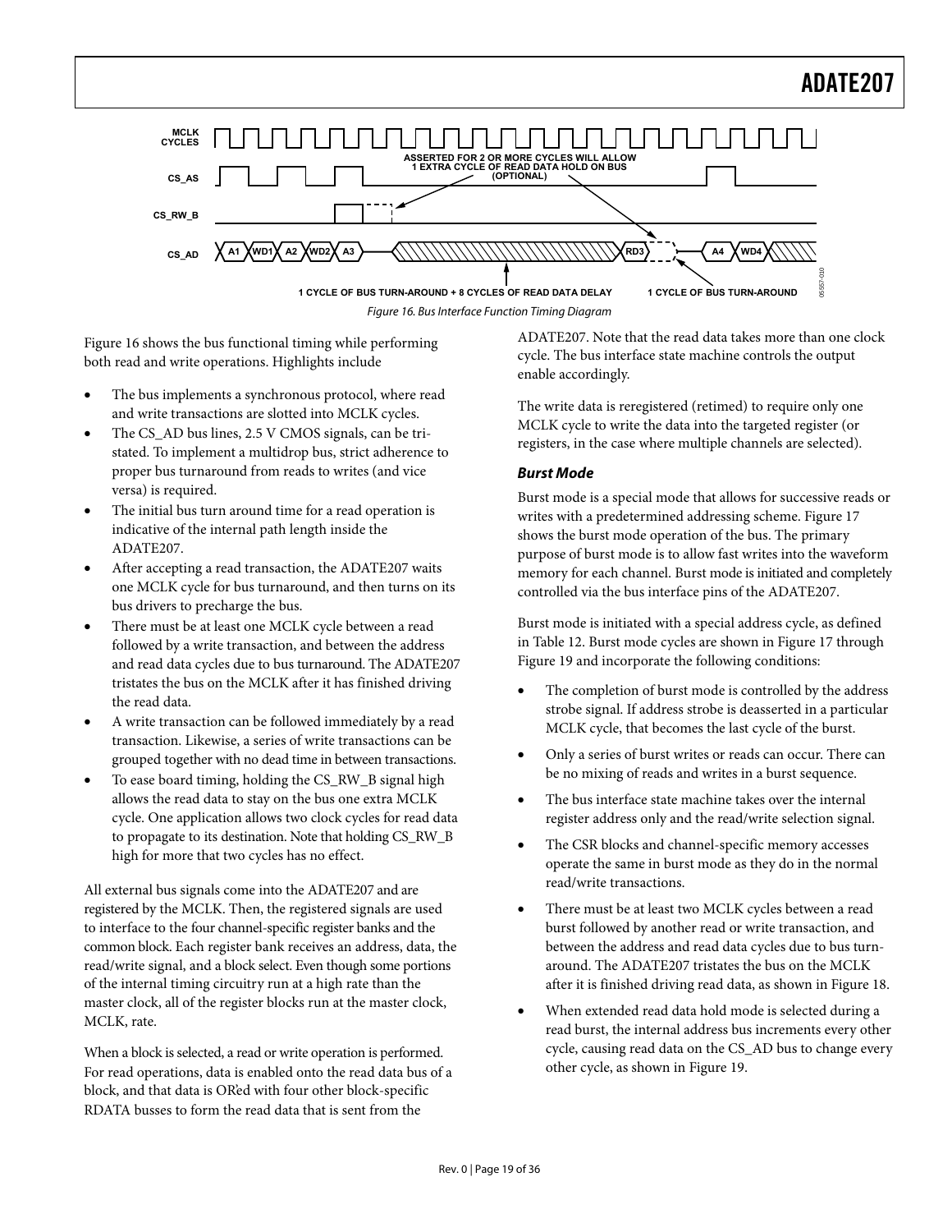Figure 16. Bus Interface Function Timing Diagram

Figure 16 shows the bus functional timing while performing both read and write operations. Highlights include

- The bus implements a synchronous protocol, where read and write transactions are slotted into MCLK cycles.
- The CS_AD bus lines, 2.5 V CMOS signals, can be tri-stated. To implement a multidrop bus, strict adherence to proper bus turnaround from reads to writes (and vice versa) is required.
- The initial bus turn around time for a read operation is indicative of the internal path length inside the ADATE207.
- After accepting a read transaction, the ADATE207 waits one MCLK cycle for bus turnaround, and then turns on its bus drivers to precharge the bus.
- There must be at least one MCLK cycle between a read followed by a write transaction, and between the address and read data cycles due to bus turnaround. The ADATE207 tristates the bus on the MCLK after it has finished driving the read data.
- A write transaction can be followed immediately by a read transaction. Likewise, a series of write transactions can be grouped together with no dead time in between transactions.
- To ease board timing, holding the CS_RW_B signal high allows the read data to stay on the bus one extra MCLK cycle. One application allows two clock cycles for read data to propagate to its destination. Note that holding CS_RW_B high for more that two cycles has no effect.

All external bus signals come into the ADATE207 and are registered by the MCLK. Then, the registered signals are used to interface to the four channel-specific register banks and the common block. Each register bank receives an address, data, the read/write signal, and a block select. Even though some portions of the internal timing circuitry run at a high rate than the master clock, all of the register blocks run at the master clock, MCLK, rate.

When a block is selected, a read or write operation is performed. For read operations, data is enabled onto the read data bus of a block, and that data is OR'ed with four other block-specific RDATA busses to form the read data that is sent from the ADATE207. Note that the read data takes more than one clock cycle. The bus interface state machine controls the output enable accordingly.

The write data is reregistered (retimed) to require only one MCLK cycle to write the data into the targeted register (or registers, in the case where multiple channels are selected).

### *Burst Mode*

Burst mode is a special mode that allows for successive reads or writes with a predetermined addressing scheme. Figure 17 shows the burst mode operation of the bus. The primary purpose of burst mode is to allow fast writes into the waveform memory for each channel. Burst mode is initiated and completely controlled via the bus interface pins of the ADATE207.

Burst mode is initiated with a special address cycle, as defined in Table 12. Burst mode cycles are shown in Figure 17 through Figure 19 and incorporate the following conditions:

- The completion of burst mode is controlled by the address strobe signal. If address strobe is deasserted in a particular MCLK cycle, that becomes the last cycle of the burst.
- Only a series of burst writes or reads can occur. There can be no mixing of reads and writes in a burst sequence.
- The bus interface state machine takes over the internal register address only and the read/write selection signal.
- The CSR blocks and channel-specific memory accesses operate the same in burst mode as they do in the normal read/write transactions.
- There must be at least two MCLK cycles between a read burst followed by another read or write transaction, and between the address and read data cycles due to bus turn-around. The ADATE207 tristates the bus on the MCLK after it is finished driving read data, as shown in Figure 18.
- When extended read data hold mode is selected during a read burst, the internal address bus increments every other cycle, causing read data on the CS_AD bus to change every other cycle, as shown in Figure 19.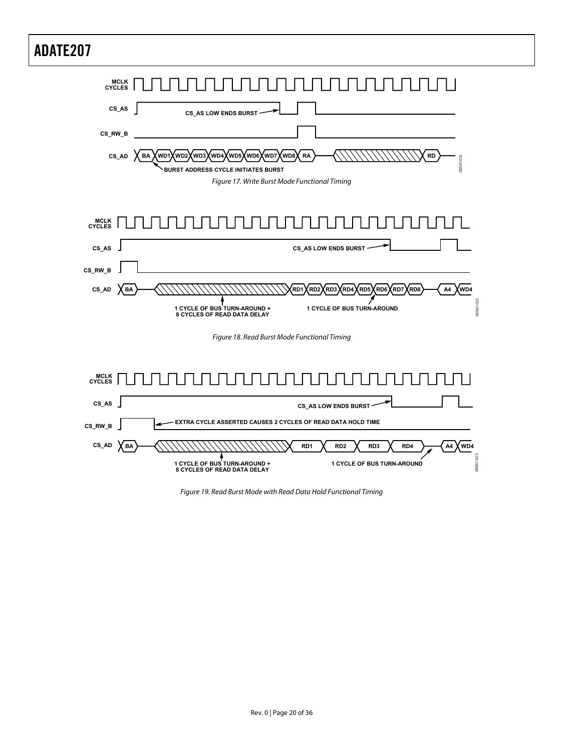MCLK CYCLES

CS_AS

CS_AS LOW ENDS BURST

CS_RW_B

CS_AD BA WD1 WD2 WD3 WD4 WD5 WD6 WD7 WD8 RA RD

BURST ADDRESS CYCLE INITIATES BURST

05557-011

*Figure 17. Write Burst Mode Functional Timing*

MCLK CYCLES

CS_AS

CS_AS LOW ENDS BURST

CS_RW_B

CS_AD BA RD1 RD2 RD3 RD4 RD5 RD6 RD7 RD8 A4 WD4

1 CYCLE OF BUS TURN-AROUND + 8 CYCLES OF READ DATA DELAY

1 CYCLE OF BUS TURN-AROUND

05557-012

*Figure 18. Read Burst Mode Functional Timing*

MCLK CYCLES

CS_AS

CS_AS LOW ENDS BURST

CS_RW_B

EXTRA CYCLE ASSERTED CAUSES 2 CYCLES OF READ DATA HOLD TIME

CS_AD BA RD1 RD2 RD3 RD4 A4 WD4

1 CYCLE OF BUS TURN-AROUND + 8 CYCLES OF READ DATA DELAY

1 CYCLE OF BUS TURN-AROUND

05557-013

*Figure 19. Read Burst Mode with Read Data Hold Functional Timing*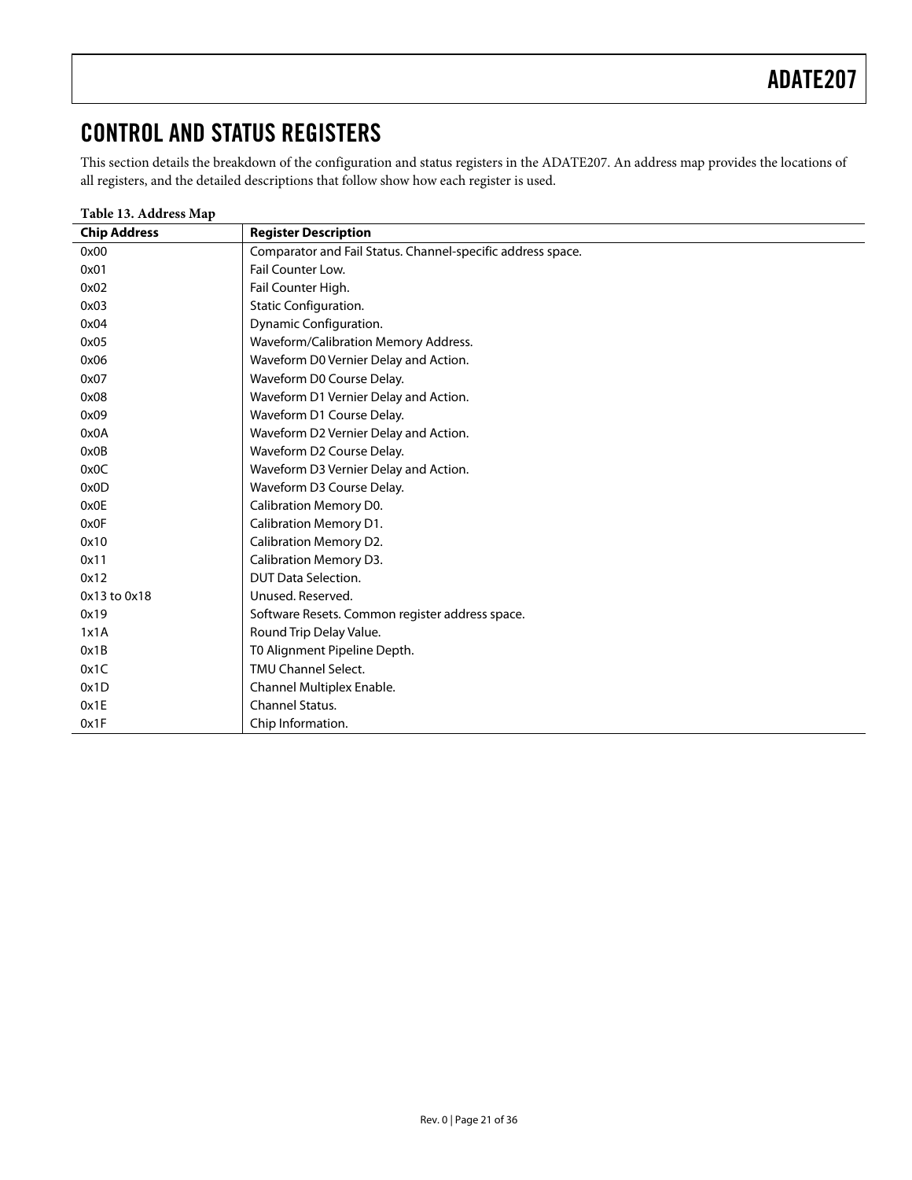## CONTROL AND STATUS REGISTERS

This section details the breakdown of the configuration and status registers in the ADATE207. An address map provides the locations of all registers, and the detailed descriptions that follow show how each register is used.

**Table 13. Address Map**

| Chip Address | Register Description |
|---|---|
| 0x00 | Comparator and Fail Status. Channel-specific address space. |
| 0x01 | Fail Counter Low. |
| 0x02 | Fail Counter High. |
| 0x03 | Static Configuration. |
| 0x04 | Dynamic Configuration. |
| 0x05 | Waveform/Calibration Memory Address. |
| 0x06 | Waveform D0 Vernier Delay and Action. |
| 0x07 | Waveform D0 Course Delay. |
| 0x08 | Waveform D1 Vernier Delay and Action. |
| 0x09 | Waveform D1 Course Delay. |
| 0x0A | Waveform D2 Vernier Delay and Action. |
| 0x0B | Waveform D2 Course Delay. |
| 0x0C | Waveform D3 Vernier Delay and Action. |
| 0x0D | Waveform D3 Course Delay. |
| 0x0E | Calibration Memory D0. |
| 0x0F | Calibration Memory D1. |
| 0x10 | Calibration Memory D2. |
| 0x11 | Calibration Memory D3. |
| 0x12 | DUT Data Selection. |
| 0x13 to 0x18 | Unused. Reserved. |
| 0x19 | Software Resets. Common register address space. |
| 1x1A | Round Trip Delay Value. |
| 0x1B | T0 Alignment Pipeline Depth. |
| 0x1C | TMU Channel Select. |
| 0x1D | Channel Multiplex Enable. |
| 0x1E | Channel Status. |
| 0x1F | Chip Information. |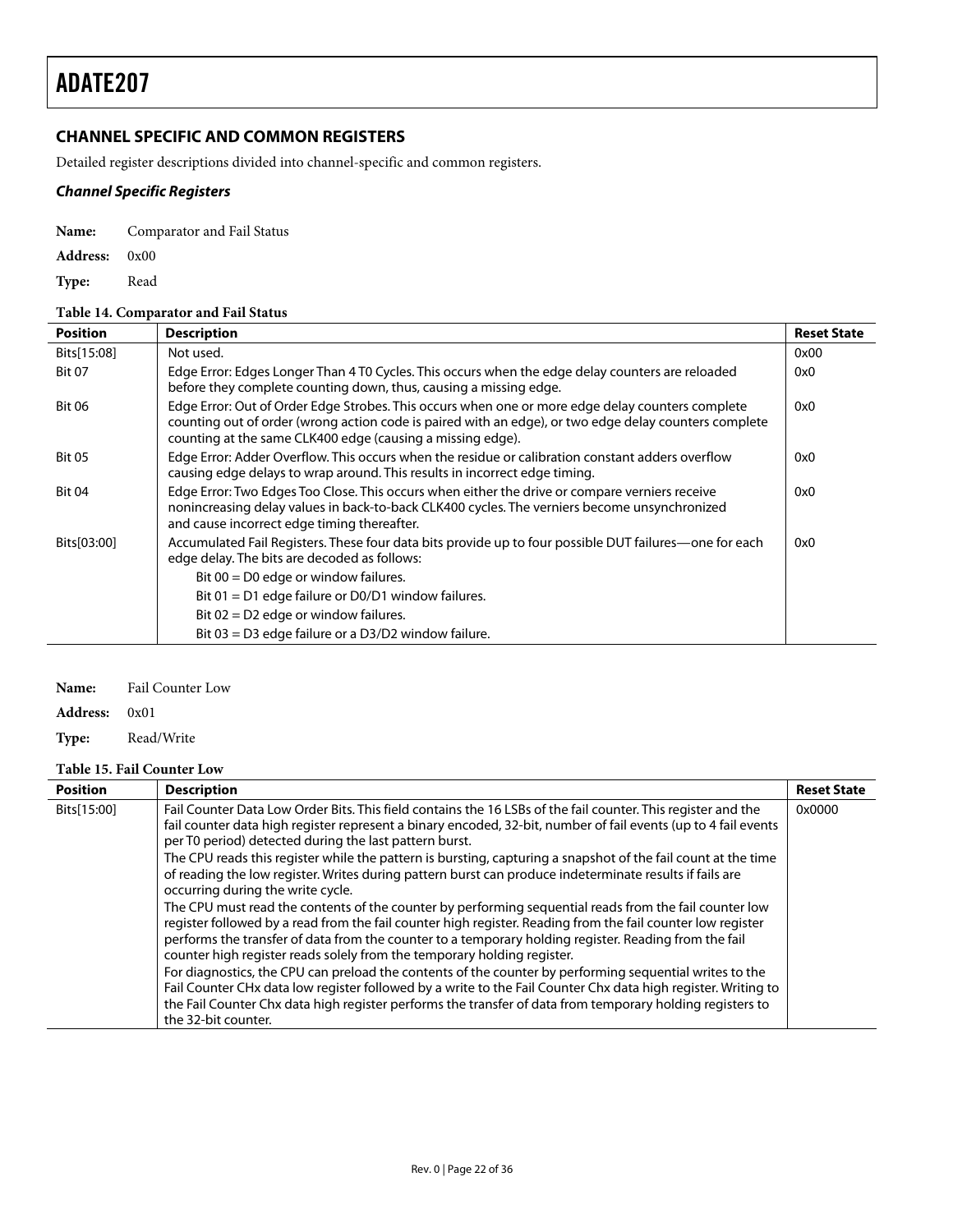## CHANNEL SPECIFIC AND COMMON REGISTERS

Detailed register descriptions divided into channel-specific and common registers.

### *Channel Specific Registers*

**Name:** Comparator and Fail Status

**Address:** 0x00

**Type:** Read

**Table 14. Comparator and Fail Status**

| Position | Description | Reset State |
|---|---|---|
| Bits[15:08] | Not used. | 0x00 |
| Bit 07 | Edge Error: Edges Longer Than 4 T0 Cycles. This occurs when the edge delay counters are reloaded before they complete counting down, thus, causing a missing edge. | 0x0 |
| Bit 06 | Edge Error: Out of Order Edge Strobes. This occurs when one or more edge delay counters complete counting out of order (wrong action code is paired with an edge), or two edge delay counters complete counting at the same CLK400 edge (causing a missing edge). | 0x0 |
| Bit 05 | Edge Error: Adder Overflow. This occurs when the residue or calibration constant adders overflow causing edge delays to wrap around. This results in incorrect edge timing. | 0x0 |
| Bit 04 | Edge Error: Two Edges Too Close. This occurs when either the drive or compare verniers receive nonincreasing delay values in back-to-back CLK400 cycles. The verniers become unsynchronized and cause incorrect edge timing thereafter. | 0x0 |
| Bits[03:00] | Accumulated Fail Registers. These four data bits provide up to four possible DUT failures—one for each edge delay. The bits are decoded as follows:<br>Bit 00 = D0 edge or window failures.<br>Bit 01 = D1 edge failure or D0/D1 window failures.<br>Bit 02 = D2 edge or window failures.<br>Bit 03 = D3 edge failure or a D3/D2 window failure. | 0x0 |

**Name:** Fail Counter Low

**Address:** 0x01

**Type:** Read/Write

**Table 15. Fail Counter Low**

| Position | Description | Reset State |
|---|---|---|
| Bits[15:00] | Fail Counter Data Low Order Bits. This field contains the 16 LSBs of the fail counter. This register and the fail counter data high register represent a binary encoded, 32-bit, number of fail events (up to 4 fail events per T0 period) detected during the last pattern burst.<br>The CPU reads this register while the pattern is bursting, capturing a snapshot of the fail count at the time of reading the low register. Writes during pattern burst can produce indeterminate results if fails are occurring during the write cycle.<br>The CPU must read the contents of the counter by performing sequential reads from the fail counter low register followed by a read from the fail counter high register. Reading from the fail counter low register performs the transfer of data from the counter to a temporary holding register. Reading from the fail counter high register reads solely from the temporary holding register.<br>For diagnostics, the CPU can preload the contents of the counter by performing sequential writes to the Fail Counter CHx data low register followed by a write to the Fail Counter Chx data high register. Writing to the Fail Counter Chx data high register performs the transfer of data from temporary holding registers to the 32-bit counter. | 0x0000 |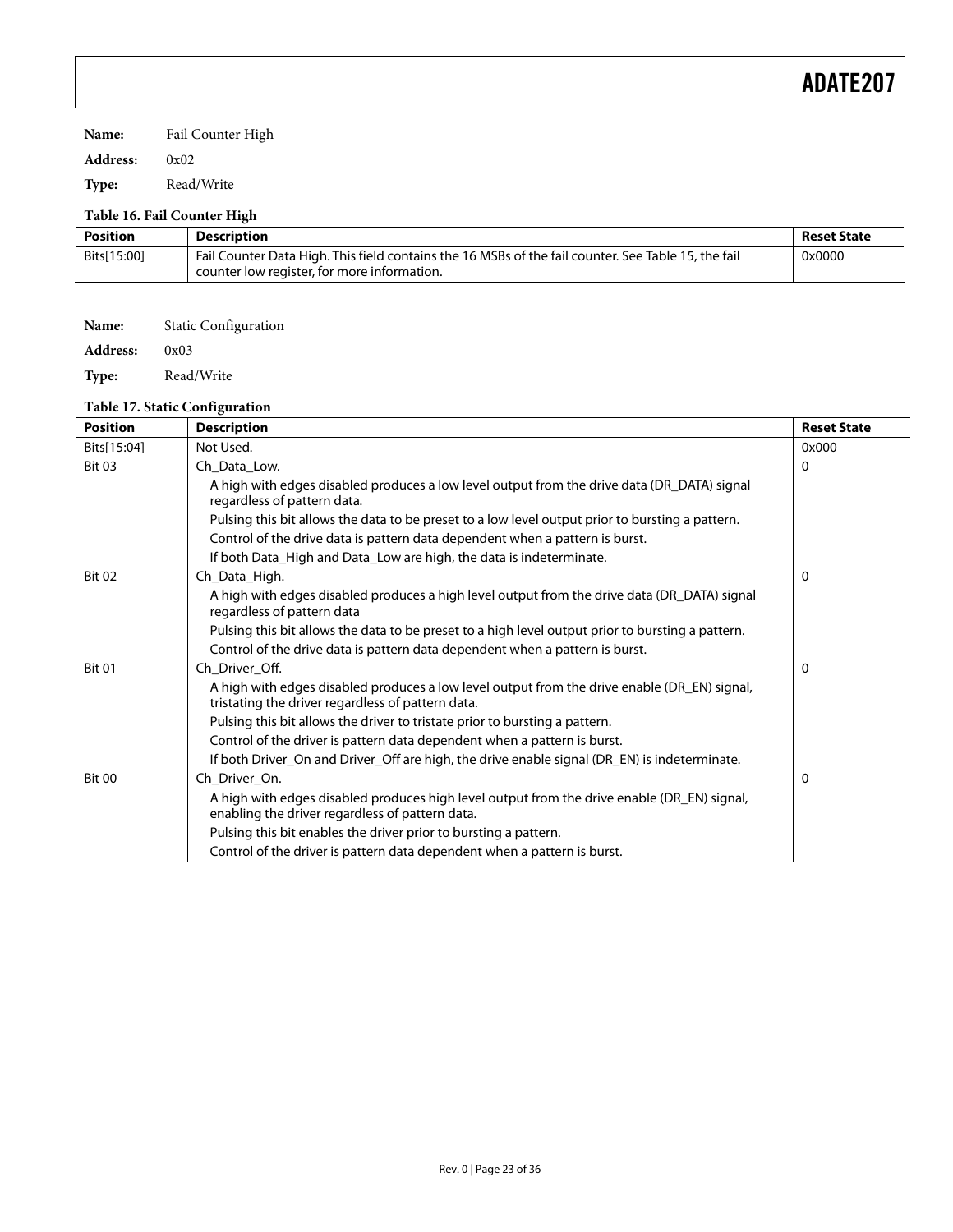**Name:** Fail Counter High

**Address:** 0x02

**Type:** Read/Write

**Table 16. Fail Counter High**

| Position | Description | Reset State |
|---|---|---|
| Bits[15:00] | Fail Counter Data High. This field contains the 16 MSBs of the fail counter. See Table 15, the fail counter low register, for more information. | 0x0000 |

**Name:** Static Configuration

**Address:** 0x03

**Type:** Read/Write

**Table 17. Static Configuration**

| Position | Description | Reset State |
|---|---|---|
| Bits[15:04] | Not Used. | 0x000 |
| Bit 03 | Ch_Data_Low. | 0 |
| | A high with edges disabled produces a low level output from the drive data (DR_DATA) signal regardless of pattern data. | |
| | Pulsing this bit allows the data to be preset to a low level output prior to bursting a pattern. | |
| | Control of the drive data is pattern data dependent when a pattern is burst. | |
| | If both Data_High and Data_Low are high, the data is indeterminate. | |
| Bit 02 | Ch_Data_High. | 0 |
| | A high with edges disabled produces a high level output from the drive data (DR_DATA) signal regardless of pattern data | |
| | Pulsing this bit allows the data to be preset to a high level output prior to bursting a pattern. | |
| | Control of the drive data is pattern data dependent when a pattern is burst. | |
| Bit 01 | Ch_Driver_Off. | 0 |
| | A high with edges disabled produces a low level output from the drive enable (DR_EN) signal, tristating the driver regardless of pattern data. | |
| | Pulsing this bit allows the driver to tristate prior to bursting a pattern. | |
| | Control of the driver is pattern data dependent when a pattern is burst. | |
| | If both Driver_On and Driver_Off are high, the drive enable signal (DR_EN) is indeterminate. | |
| Bit 00 | Ch_Driver_On. | 0 |
| | A high with edges disabled produces high level output from the drive enable (DR_EN) signal, enabling the driver regardless of pattern data. | |
| | Pulsing this bit enables the driver prior to bursting a pattern. | |
| | Control of the driver is pattern data dependent when a pattern is burst. | |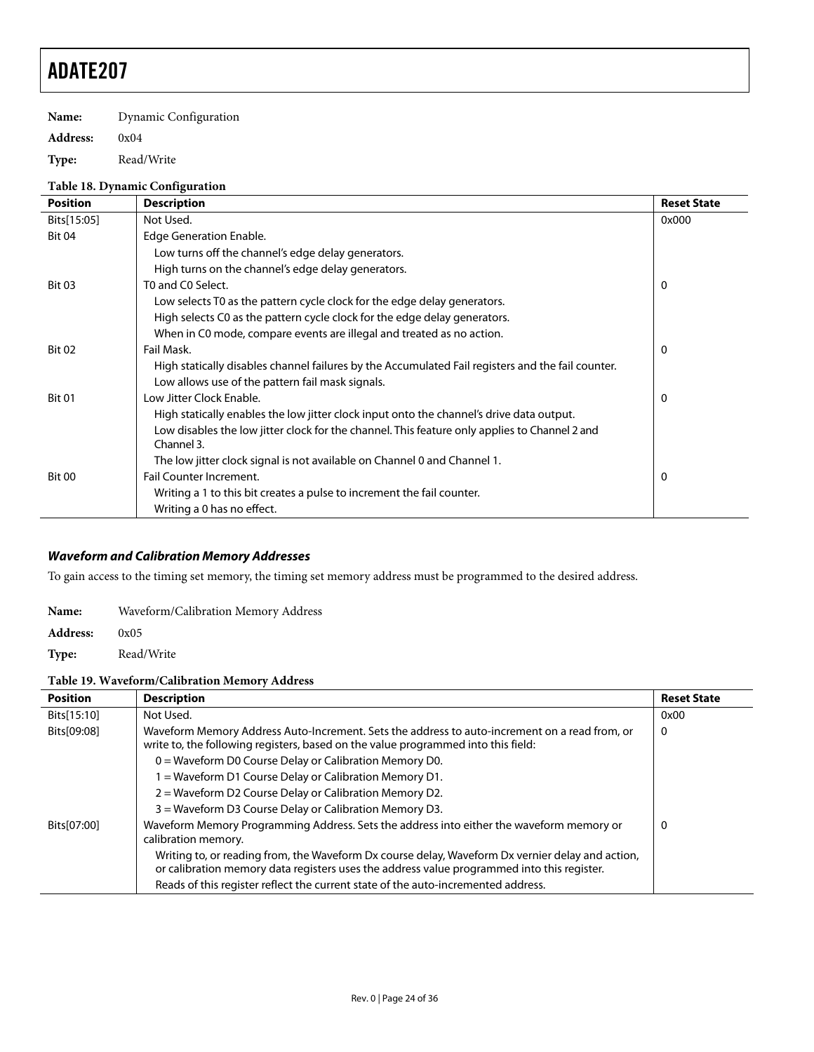**Name:** Dynamic Configuration

**Address:** 0x04

**Type:** Read/Write

**Table 18. Dynamic Configuration**

| Position | Description | Reset State |
|---|---|---|
| Bits[15:05] | Not Used. | 0x000 |
| Bit 04 | Edge Generation Enable. | |
| | Low turns off the channel's edge delay generators. | |
| | High turns on the channel's edge delay generators. | |
| Bit 03 | T0 and C0 Select. | 0 |
| | Low selects T0 as the pattern cycle clock for the edge delay generators. | |
| | High selects C0 as the pattern cycle clock for the edge delay generators. | |
| | When in C0 mode, compare events are illegal and treated as no action. | |
| Bit 02 | Fail Mask. | 0 |
| | High statically disables channel failures by the Accumulated Fail registers and the fail counter. | |
| | Low allows use of the pattern fail mask signals. | |
| Bit 01 | Low Jitter Clock Enable. | 0 |
| | High statically enables the low jitter clock input onto the channel's drive data output. | |
| | Low disables the low jitter clock for the channel. This feature only applies to Channel 2 and Channel 3. | |
| | The low jitter clock signal is not available on Channel 0 and Channel 1. | |
| Bit 00 | Fail Counter Increment. | 0 |
| | Writing a 1 to this bit creates a pulse to increment the fail counter. | |
| | Writing a 0 has no effect. | |

### *Waveform and Calibration Memory Addresses*

To gain access to the timing set memory, the timing set memory address must be programmed to the desired address.

**Name:** Waveform/Calibration Memory Address

**Address:** 0x05

**Type:** Read/Write

**Table 19. Waveform/Calibration Memory Address**

| Position | Description | Reset State |
|---|---|---|
| Bits[15:10] | Not Used. | 0x00 |
| Bits[09:08] | Waveform Memory Address Auto-Increment. Sets the address to auto-increment on a read from, or write to, the following registers, based on the value programmed into this field: | 0 |
| | 0 = Waveform D0 Course Delay or Calibration Memory D0. | |
| | 1 = Waveform D1 Course Delay or Calibration Memory D1. | |
| | 2 = Waveform D2 Course Delay or Calibration Memory D2. | |
| | 3 = Waveform D3 Course Delay or Calibration Memory D3. | |
| Bits[07:00] | Waveform Memory Programming Address. Sets the address into either the waveform memory or calibration memory. | 0 |
| | Writing to, or reading from, the Waveform Dx course delay, Waveform Dx vernier delay and action, or calibration memory data registers uses the address value programmed into this register. | |
| | Reads of this register reflect the current state of the auto-incremented address. | |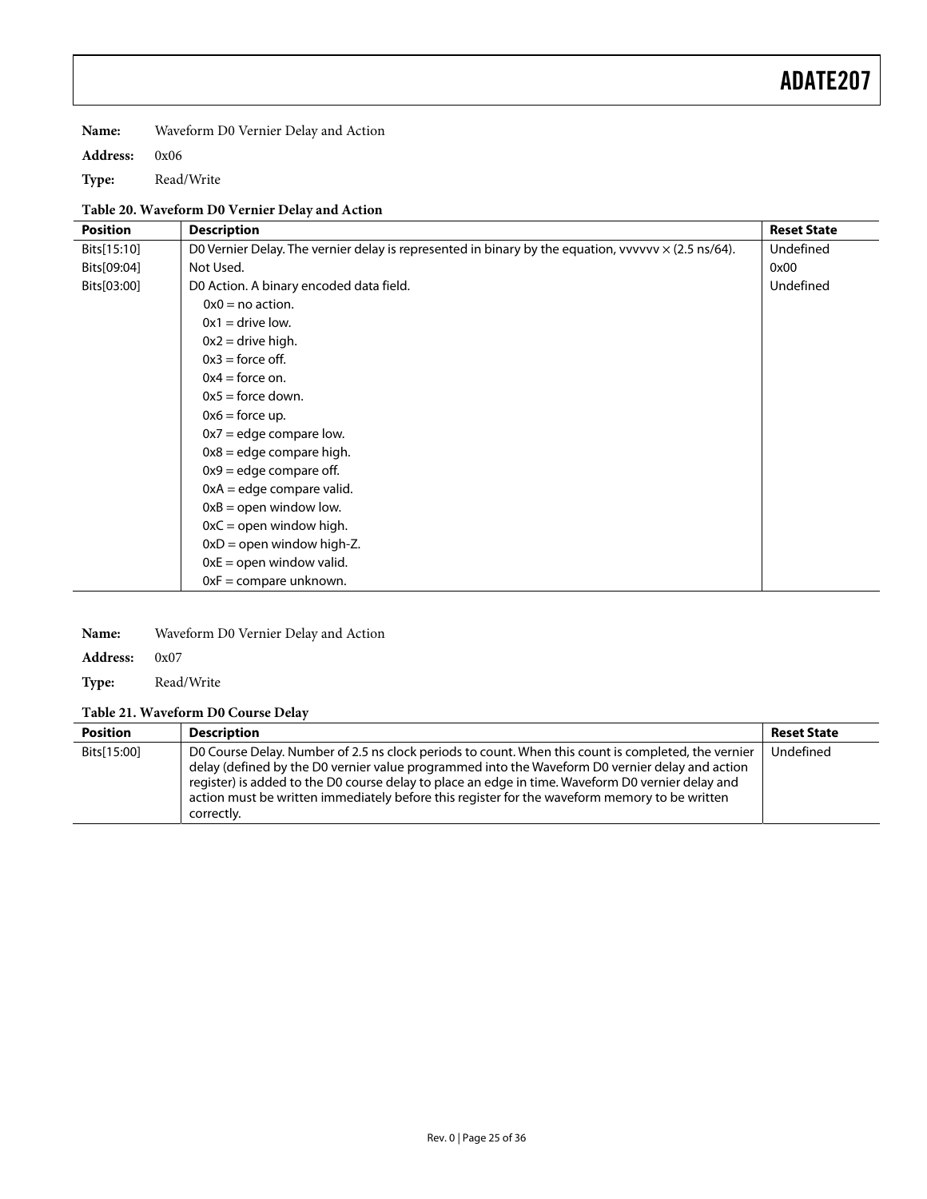**Name:** Waveform D0 Vernier Delay and Action

**Address:** 0x06

**Type:** Read/Write

**Table 20. Waveform D0 Vernier Delay and Action**

| Position | Description | Reset State |
|---|---|---|
| Bits[15:10] | D0 Vernier Delay. The vernier delay is represented in binary by the equation, vvvvvv × (2.5 ns/64). | Undefined |
| Bits[09:04] | Not Used. | 0x00 |
| Bits[03:00] | D0 Action. A binary encoded data field.<br>0x0 = no action.<br>0x1 = drive low.<br>0x2 = drive high.<br>0x3 = force off.<br>0x4 = force on.<br>0x5 = force down.<br>0x6 = force up.<br>0x7 = edge compare low.<br>0x8 = edge compare high.<br>0x9 = edge compare off.<br>0xA = edge compare valid.<br>0xB = open window low.<br>0xC = open window high.<br>0xD = open window high-Z.<br>0xE = open window valid.<br>0xF = compare unknown. | Undefined |

**Name:** Waveform D0 Vernier Delay and Action

**Address:** 0x07

**Type:** Read/Write

**Table 21. Waveform D0 Course Delay**

| Position | Description | Reset State |
|---|---|---|
| Bits[15:00] | D0 Course Delay. Number of 2.5 ns clock periods to count. When this count is completed, the vernier delay (defined by the D0 vernier value programmed into the Waveform D0 vernier delay and action register) is added to the D0 course delay to place an edge in time. Waveform D0 vernier delay and action must be written immediately before this register for the waveform memory to be written correctly. | Undefined |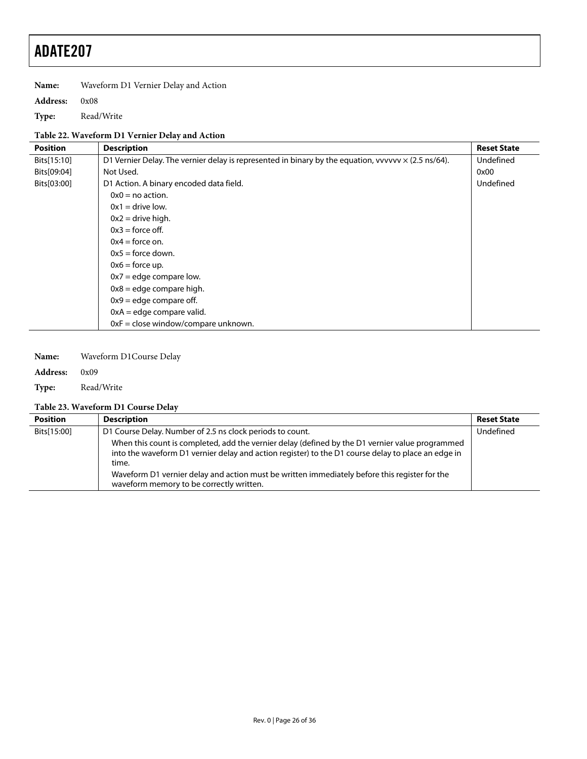**Name:** Waveform D1 Vernier Delay and Action

**Address:** 0x08

**Type:** Read/Write

**Table 22. Waveform D1 Vernier Delay and Action**

| Position | Description | Reset State |
|---|---|---|
| Bits[15:10] | D1 Vernier Delay. The vernier delay is represented in binary by the equation, vvvvvv × (2.5 ns/64). | Undefined |
| Bits[09:04] | Not Used. | 0x00 |
| Bits[03:00] | D1 Action. A binary encoded data field.<br>0x0 = no action.<br>0x1 = drive low.<br>0x2 = drive high.<br>0x3 = force off.<br>0x4 = force on.<br>0x5 = force down.<br>0x6 = force up.<br>0x7 = edge compare low.<br>0x8 = edge compare high.<br>0x9 = edge compare off.<br>0xA = edge compare valid.<br>0xF = close window/compare unknown. | Undefined |

**Name:** Waveform D1Course Delay

**Address:** 0x09

**Type:** Read/Write

**Table 23. Waveform D1 Course Delay**

| Position | Description | Reset State |
|---|---|---|
| Bits[15:00] | D1 Course Delay. Number of 2.5 ns clock periods to count.<br>When this count is completed, add the vernier delay (defined by the D1 vernier value programmed into the waveform D1 vernier delay and action register) to the D1 course delay to place an edge in time.<br>Waveform D1 vernier delay and action must be written immediately before this register for the waveform memory to be correctly written. | Undefined |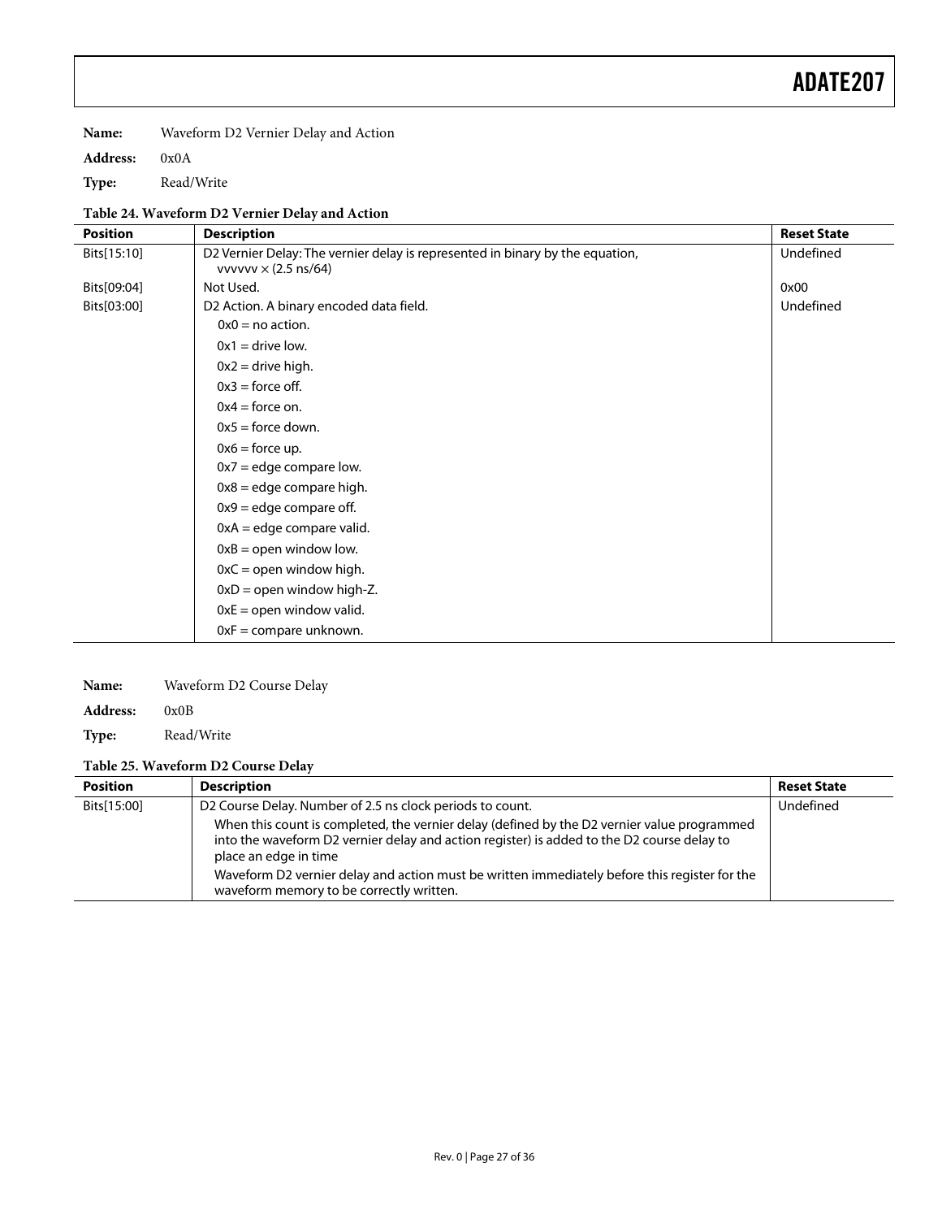**Name:** Waveform D2 Vernier Delay and Action

**Address:** 0x0A

**Type:** Read/Write

**Table 24. Waveform D2 Vernier Delay and Action**

| Position | Description | Reset State |
|---|---|---|
| Bits[15:10] | D2 Vernier Delay: The vernier delay is represented in binary by the equation, vvvvvv × (2.5 ns/64) | Undefined |
| Bits[09:04] | Not Used. | 0x00 |
| Bits[03:00] | D2 Action. A binary encoded data field. | Undefined |
| | 0x0 = no action. | |
| | 0x1 = drive low. | |
| | 0x2 = drive high. | |
| | 0x3 = force off. | |
| | 0x4 = force on. | |
| | 0x5 = force down. | |
| | 0x6 = force up. | |
| | 0x7 = edge compare low. | |
| | 0x8 = edge compare high. | |
| | 0x9 = edge compare off. | |
| | 0xA = edge compare valid. | |
| | 0xB = open window low. | |
| | 0xC = open window high. | |
| | 0xD = open window high-Z. | |
| | 0xE = open window valid. | |
| | 0xF = compare unknown. | |

**Name:** Waveform D2 Course Delay

**Address:** 0x0B

**Type:** Read/Write

**Table 25. Waveform D2 Course Delay**

| Position | Description | Reset State |
|---|---|---|
| Bits[15:00] | D2 Course Delay. Number of 2.5 ns clock periods to count. When this count is completed, the vernier delay (defined by the D2 vernier value programmed into the waveform D2 vernier delay and action register) is added to the D2 course delay to place an edge in time Waveform D2 vernier delay and action must be written immediately before this register for the waveform memory to be correctly written. | Undefined |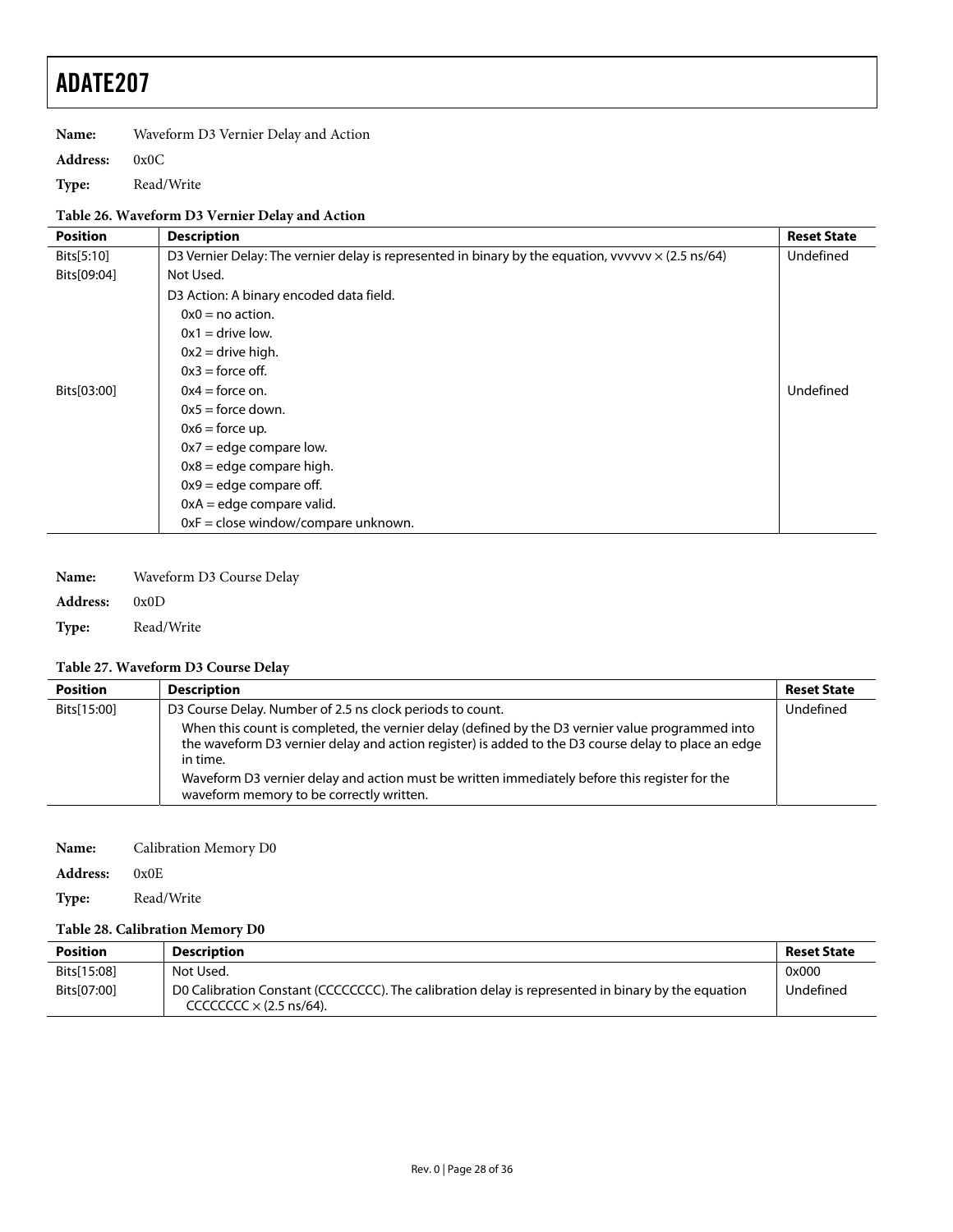**Name:** Waveform D3 Vernier Delay and Action

**Address:** 0x0C

**Type:** Read/Write

**Table 26. Waveform D3 Vernier Delay and Action**

| Position | Description | Reset State |
|---|---|---|
| Bits[5:10] | D3 Vernier Delay: The vernier delay is represented in binary by the equation, vvvvvv × (2.5 ns/64) | Undefined |
| Bits[09:04] | Not Used. | |
| Bits[03:00] | D3 Action: A binary encoded data field.<br>0x0 = no action.<br>0x1 = drive low.<br>0x2 = drive high.<br>0x3 = force off.<br>0x4 = force on.<br>0x5 = force down.<br>0x6 = force up.<br>0x7 = edge compare low.<br>0x8 = edge compare high.<br>0x9 = edge compare off.<br>0xA = edge compare valid.<br>0xF = close window/compare unknown. | Undefined |

**Name:** Waveform D3 Course Delay

**Address:** 0x0D

**Type:** Read/Write

**Table 27. Waveform D3 Course Delay**

| Position | Description | Reset State |
|---|---|---|
| Bits[15:00] | D3 Course Delay. Number of 2.5 ns clock periods to count.<br>When this count is completed, the vernier delay (defined by the D3 vernier value programmed into the waveform D3 vernier delay and action register) is added to the D3 course delay to place an edge in time.<br>Waveform D3 vernier delay and action must be written immediately before this register for the waveform memory to be correctly written. | Undefined |

**Name:** Calibration Memory D0

**Address:** 0x0E

**Type:** Read/Write

**Table 28. Calibration Memory D0**

| Position | Description | Reset State |
|---|---|---|
| Bits[15:08] | Not Used. | 0x000 |
| Bits[07:00] | D0 Calibration Constant (CCCCCCCC). The calibration delay is represented in binary by the equation CCCCCCCC × (2.5 ns/64). | Undefined |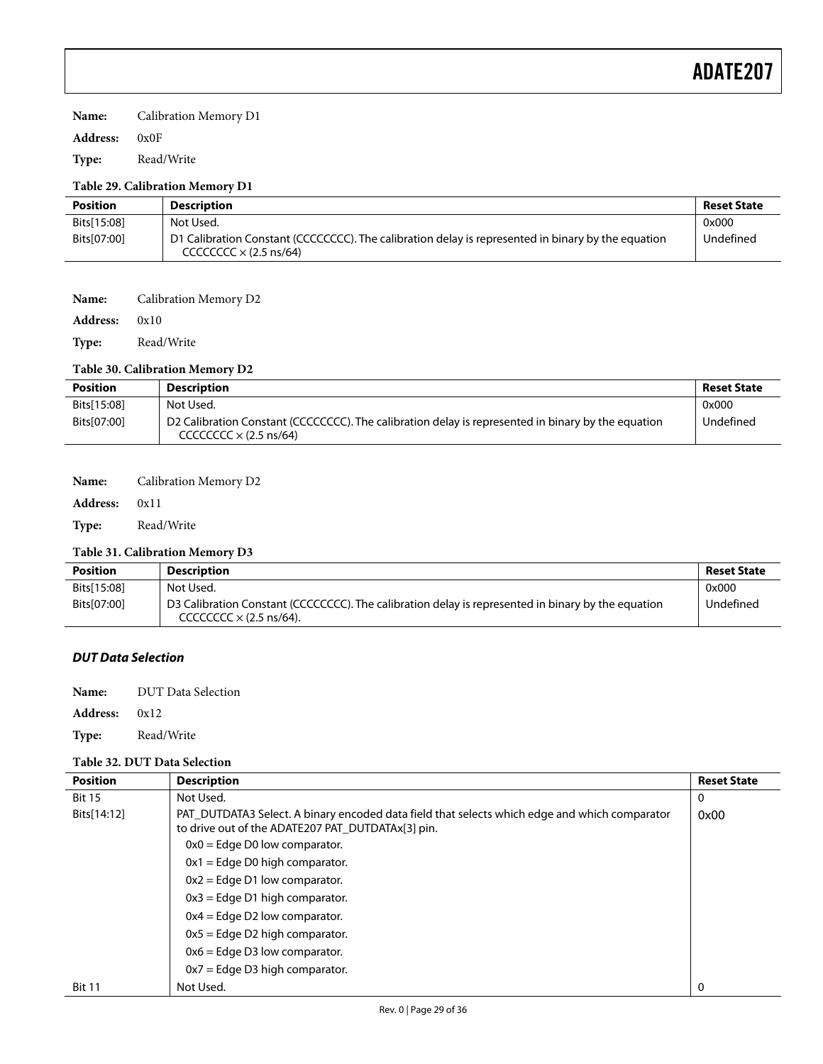**Name:** Calibration Memory D1

**Address:** 0x0F

**Type:** Read/Write

**Table 29. Calibration Memory D1**

| Position | Description | Reset State |
|---|---|---|
| Bits[15:08] | Not Used. | 0x000 |
| Bits[07:00] | D1 Calibration Constant (CCCCCCCC). The calibration delay is represented in binary by the equation CCCCCCCC × (2.5 ns/64) | Undefined |

**Name:** Calibration Memory D2

**Address:** 0x10

**Type:** Read/Write

**Table 30. Calibration Memory D2**

| Position | Description | Reset State |
|---|---|---|
| Bits[15:08] | Not Used. | 0x000 |
| Bits[07:00] | D2 Calibration Constant (CCCCCCCC). The calibration delay is represented in binary by the equation CCCCCCCC × (2.5 ns/64) | Undefined |

**Name:** Calibration Memory D2

**Address:** 0x11

**Type:** Read/Write

**Table 31. Calibration Memory D3**

| Position | Description | Reset State |
|---|---|---|
| Bits[15:08] | Not Used. | 0x000 |
| Bits[07:00] | D3 Calibration Constant (CCCCCCCC). The calibration delay is represented in binary by the equation CCCCCCCC × (2.5 ns/64). | Undefined |

### *DUT Data Selection*

**Name:** DUT Data Selection

**Address:** 0x12

**Type:** Read/Write

**Table 32. DUT Data Selection**

| Position | Description | Reset State |
|---|---|---|
| Bit 15 | Not Used. | 0 |
| Bits[14:12] | PAT_DUTDATA3 Select. A binary encoded data field that selects which edge and which comparator to drive out of the ADATE207 PAT_DUTDATAx[3] pin.<br>0x0 = Edge D0 low comparator.<br>0x1 = Edge D0 high comparator.<br>0x2 = Edge D1 low comparator.<br>0x3 = Edge D1 high comparator.<br>0x4 = Edge D2 low comparator.<br>0x5 = Edge D2 high comparator.<br>0x6 = Edge D3 low comparator.<br>0x7 = Edge D3 high comparator. | 0x00 |
| Bit 11 | Not Used. | 0 |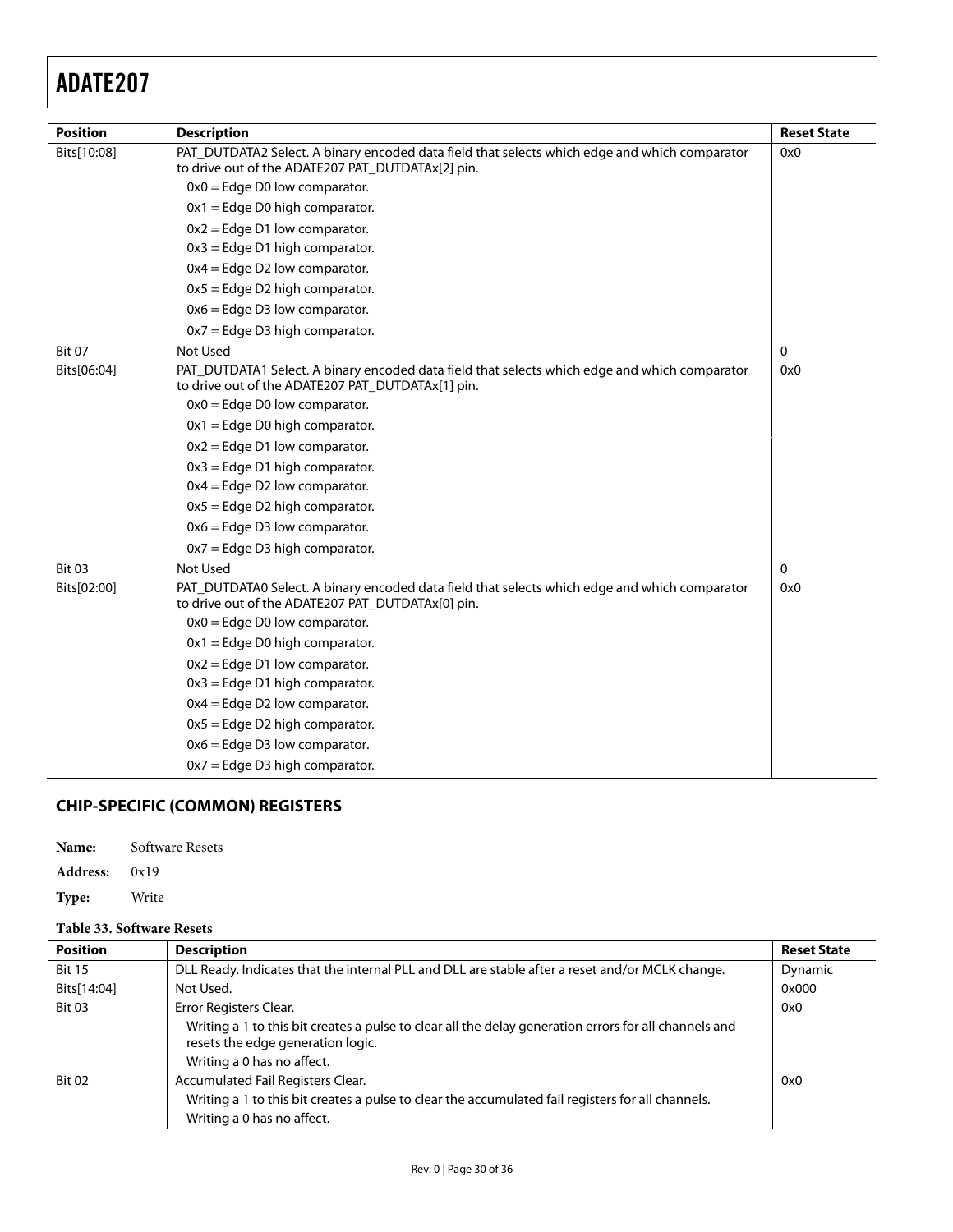| Position | Description | Reset State |
|---|---|---|
| Bits[10:08] | PAT_DUTDATA2 Select. A binary encoded data field that selects which edge and which comparator to drive out of the ADATE207 PAT_DUTDATAx[2] pin. | 0x0 |
| | 0x0 = Edge D0 low comparator. | |
| | 0x1 = Edge D0 high comparator. | |
| | 0x2 = Edge D1 low comparator. | |
| | 0x3 = Edge D1 high comparator. | |
| | 0x4 = Edge D2 low comparator. | |
| | 0x5 = Edge D2 high comparator. | |
| | 0x6 = Edge D3 low comparator. | |
| | 0x7 = Edge D3 high comparator. | |
| Bit 07 | Not Used | 0 |
| Bits[06:04] | PAT_DUTDATA1 Select. A binary encoded data field that selects which edge and which comparator to drive out of the ADATE207 PAT_DUTDATAx[1] pin. | 0x0 |
| | 0x0 = Edge D0 low comparator. | |
| | 0x1 = Edge D0 high comparator. | |
| | 0x2 = Edge D1 low comparator. | |
| | 0x3 = Edge D1 high comparator. | |
| | 0x4 = Edge D2 low comparator. | |
| | 0x5 = Edge D2 high comparator. | |
| | 0x6 = Edge D3 low comparator. | |
| | 0x7 = Edge D3 high comparator. | |
| Bit 03 | Not Used | 0 |
| Bits[02:00] | PAT_DUTDATA0 Select. A binary encoded data field that selects which edge and which comparator to drive out of the ADATE207 PAT_DUTDATAx[0] pin. | 0x0 |
| | 0x0 = Edge D0 low comparator. | |
| | 0x1 = Edge D0 high comparator. | |
| | 0x2 = Edge D1 low comparator. | |
| | 0x3 = Edge D1 high comparator. | |
| | 0x4 = Edge D2 low comparator. | |
| | 0x5 = Edge D2 high comparator. | |
| | 0x6 = Edge D3 low comparator. | |
| | 0x7 = Edge D3 high comparator. | |

## CHIP-SPECIFIC (COMMON) REGISTERS

**Name:** Software Resets

**Address:** 0x19

**Type:** Write

**Table 33. Software Resets**

| Position | Description | Reset State |
|---|---|---|
| Bit 15 | DLL Ready. Indicates that the internal PLL and DLL are stable after a reset and/or MCLK change. | Dynamic |
| Bits[14:04] | Not Used. | 0x000 |
| Bit 03 | Error Registers Clear. | 0x0 |
| | Writing a 1 to this bit creates a pulse to clear all the delay generation errors for all channels and resets the edge generation logic. | |
| | Writing a 0 has no affect. | |
| Bit 02 | Accumulated Fail Registers Clear. | 0x0 |
| | Writing a 1 to this bit creates a pulse to clear the accumulated fail registers for all channels. | |
| | Writing a 0 has no affect. | |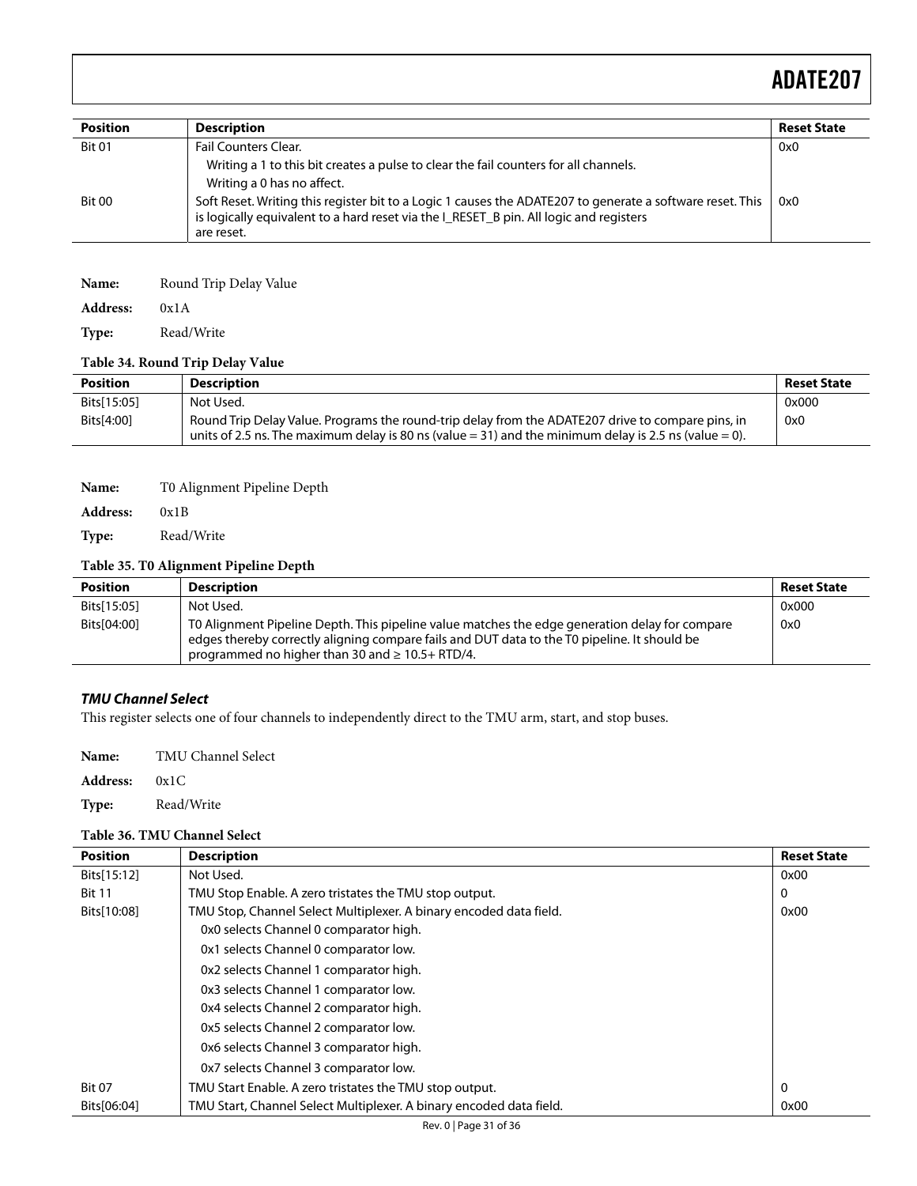| Position | Description | Reset State |
|---|---|---|
| Bit 01 | Fail Counters Clear. | 0x0 |
| | Writing a 1 to this bit creates a pulse to clear the fail counters for all channels. | |
| | Writing a 0 has no affect. | |
| Bit 00 | Soft Reset. Writing this register bit to a Logic 1 causes the ADATE207 to generate a software reset. This is logically equivalent to a hard reset via the I_RESET_B pin. All logic and registers are reset. | 0x0 |

**Name:** Round Trip Delay Value

**Address:** 0x1A

**Type:** Read/Write

**Table 34. Round Trip Delay Value**

| Position | Description | Reset State |
|---|---|---|
| Bits[15:05] | Not Used. | 0x000 |
| Bits[4:00] | Round Trip Delay Value. Programs the round-trip delay from the ADATE207 drive to compare pins, in units of 2.5 ns. The maximum delay is 80 ns (value = 31) and the minimum delay is 2.5 ns (value = 0). | 0x0 |

**Name:** T0 Alignment Pipeline Depth

**Address:** 0x1B

**Type:** Read/Write

**Table 35. T0 Alignment Pipeline Depth**

| Position | Description | Reset State |
|---|---|---|
| Bits[15:05] | Not Used. | 0x000 |
| Bits[04:00] | T0 Alignment Pipeline Depth. This pipeline value matches the edge generation delay for compare edges thereby correctly aligning compare fails and DUT data to the T0 pipeline. It should be programmed no higher than 30 and ≥ 10.5+ RTD/4. | 0x0 |

### *TMU Channel Select*

This register selects one of four channels to independently direct to the TMU arm, start, and stop buses.

**Name:** TMU Channel Select

**Address:** 0x1C

**Type:** Read/Write

**Table 36. TMU Channel Select**

| Position | Description | Reset State |
|---|---|---|
| Bits[15:12] | Not Used. | 0x00 |
| Bit 11 | TMU Stop Enable. A zero tristates the TMU stop output. | 0 |
| Bits[10:08] | TMU Stop, Channel Select Multiplexer. A binary encoded data field. | 0x00 |
| | 0x0 selects Channel 0 comparator high. | |
| | 0x1 selects Channel 0 comparator low. | |
| | 0x2 selects Channel 1 comparator high. | |
| | 0x3 selects Channel 1 comparator low. | |
| | 0x4 selects Channel 2 comparator high. | |
| | 0x5 selects Channel 2 comparator low. | |
| | 0x6 selects Channel 3 comparator high. | |
| | 0x7 selects Channel 3 comparator low. | |
| Bit 07 | TMU Start Enable. A zero tristates the TMU stop output. | 0 |
| Bits[06:04] | TMU Start, Channel Select Multiplexer. A binary encoded data field. | 0x00 |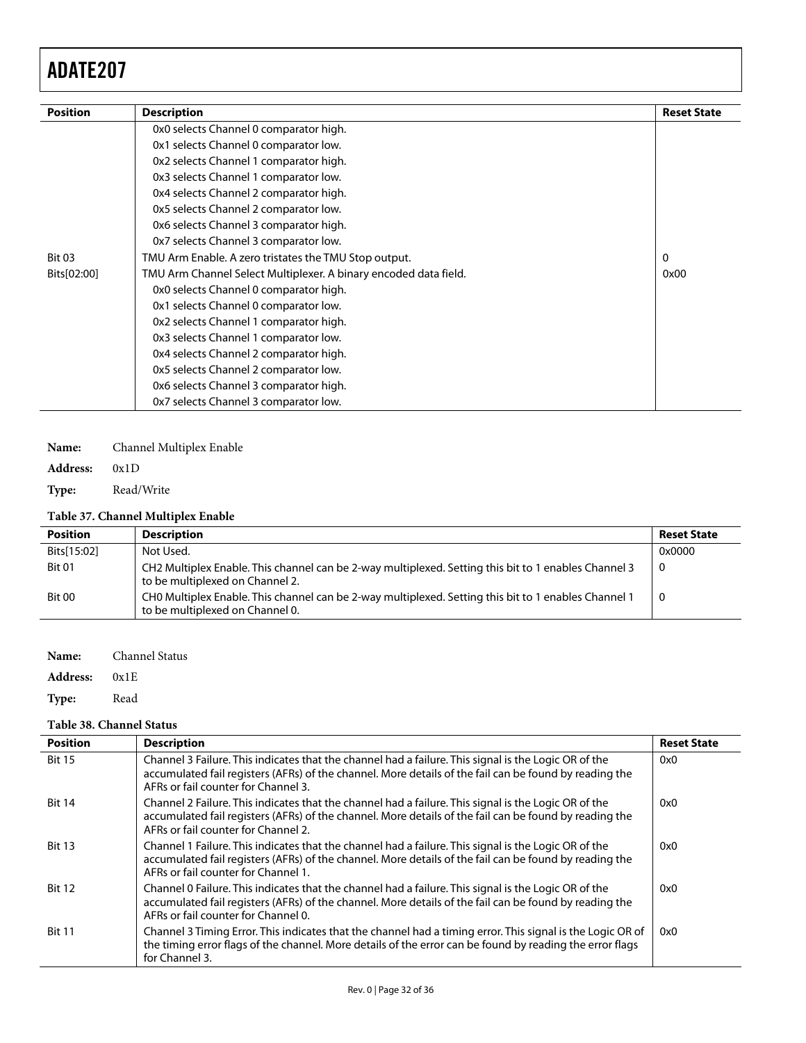| Position | Description | Reset State |
|---|---|---|
| | 0x0 selects Channel 0 comparator high. | |
| | 0x1 selects Channel 0 comparator low. | |
| | 0x2 selects Channel 1 comparator high. | |
| | 0x3 selects Channel 1 comparator low. | |
| | 0x4 selects Channel 2 comparator high. | |
| | 0x5 selects Channel 2 comparator low. | |
| | 0x6 selects Channel 3 comparator high. | |
| | 0x7 selects Channel 3 comparator low. | |
| Bit 03 | TMU Arm Enable. A zero tristates the TMU Stop output. | 0 |
| Bits[02:00] | TMU Arm Channel Select Multiplexer. A binary encoded data field. | 0x00 |
| | 0x0 selects Channel 0 comparator high. | |
| | 0x1 selects Channel 0 comparator low. | |
| | 0x2 selects Channel 1 comparator high. | |
| | 0x3 selects Channel 1 comparator low. | |
| | 0x4 selects Channel 2 comparator high. | |
| | 0x5 selects Channel 2 comparator low. | |
| | 0x6 selects Channel 3 comparator high. | |
| | 0x7 selects Channel 3 comparator low. | |

**Name:** Channel Multiplex Enable

**Address:** 0x1D

**Type:** Read/Write

**Table 37. Channel Multiplex Enable**

| Position | Description | Reset State |
|---|---|---|
| Bits[15:02] | Not Used. | 0x0000 |
| Bit 01 | CH2 Multiplex Enable. This channel can be 2-way multiplexed. Setting this bit to 1 enables Channel 3 to be multiplexed on Channel 2. | 0 |
| Bit 00 | CH0 Multiplex Enable. This channel can be 2-way multiplexed. Setting this bit to 1 enables Channel 1 to be multiplexed on Channel 0. | 0 |

**Name:** Channel Status

**Address:** 0x1E

**Type:** Read

**Table 38. Channel Status**

| Position | Description | Reset State |
|---|---|---|
| Bit 15 | Channel 3 Failure. This indicates that the channel had a failure. This signal is the Logic OR of the accumulated fail registers (AFRs) of the channel. More details of the fail can be found by reading the AFRs or fail counter for Channel 3. | 0x0 |
| Bit 14 | Channel 2 Failure. This indicates that the channel had a failure. This signal is the Logic OR of the accumulated fail registers (AFRs) of the channel. More details of the fail can be found by reading the AFRs or fail counter for Channel 2. | 0x0 |
| Bit 13 | Channel 1 Failure. This indicates that the channel had a failure. This signal is the Logic OR of the accumulated fail registers (AFRs) of the channel. More details of the fail can be found by reading the AFRs or fail counter for Channel 1. | 0x0 |
| Bit 12 | Channel 0 Failure. This indicates that the channel had a failure. This signal is the Logic OR of the accumulated fail registers (AFRs) of the channel. More details of the fail can be found by reading the AFRs or fail counter for Channel 0. | 0x0 |
| Bit 11 | Channel 3 Timing Error. This indicates that the channel had a timing error. This signal is the Logic OR of the timing error flags of the channel. More details of the error can be found by reading the error flags for Channel 3. | 0x0 |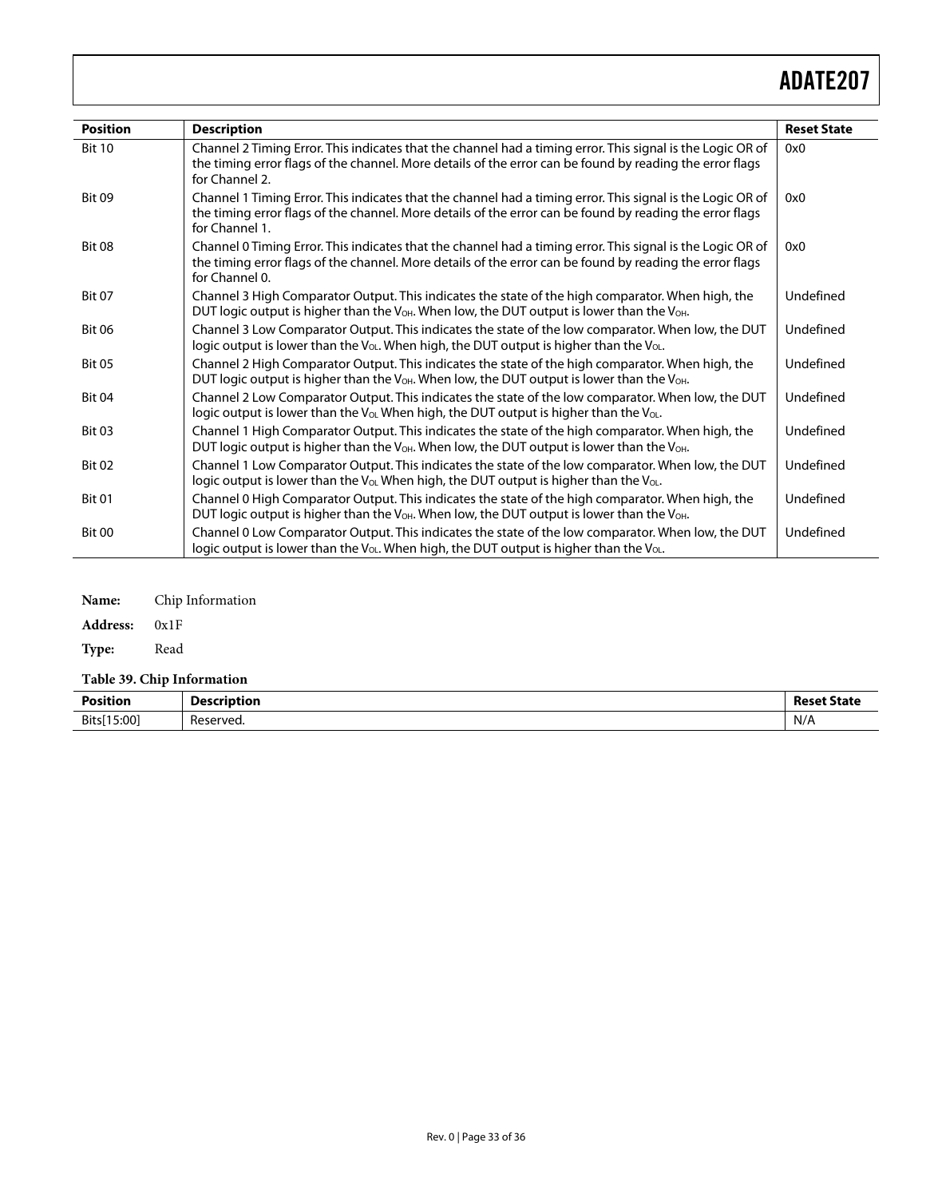| Position | Description | Reset State |
|---|---|---|
| Bit 10 | Channel 2 Timing Error. This indicates that the channel had a timing error. This signal is the Logic OR of the timing error flags of the channel. More details of the error can be found by reading the error flags for Channel 2. | 0x0 |
| Bit 09 | Channel 1 Timing Error. This indicates that the channel had a timing error. This signal is the Logic OR of the timing error flags of the channel. More details of the error can be found by reading the error flags for Channel 1. | 0x0 |
| Bit 08 | Channel 0 Timing Error. This indicates that the channel had a timing error. This signal is the Logic OR of the timing error flags of the channel. More details of the error can be found by reading the error flags for Channel 0. | 0x0 |
| Bit 07 | Channel 3 High Comparator Output. This indicates the state of the high comparator. When high, the DUT logic output is higher than the $V_{OH}$. When low, the DUT output is lower than the $V_{OH}$. | Undefined |
| Bit 06 | Channel 3 Low Comparator Output. This indicates the state of the low comparator. When low, the DUT logic output is lower than the $V_{OL}$. When high, the DUT output is higher than the $V_{OL}$. | Undefined |
| Bit 05 | Channel 2 High Comparator Output. This indicates the state of the high comparator. When high, the DUT logic output is higher than the $V_{OH}$. When low, the DUT output is lower than the $V_{OH}$. | Undefined |
| Bit 04 | Channel 2 Low Comparator Output. This indicates the state of the low comparator. When low, the DUT logic output is lower than the $V_{OL}$ When high, the DUT output is higher than the $V_{OL}$. | Undefined |
| Bit 03 | Channel 1 High Comparator Output. This indicates the state of the high comparator. When high, the DUT logic output is higher than the $V_{OH}$. When low, the DUT output is lower than the $V_{OH}$. | Undefined |
| Bit 02 | Channel 1 Low Comparator Output. This indicates the state of the low comparator. When low, the DUT logic output is lower than the $V_{OL}$ When high, the DUT output is higher than the $V_{OL}$. | Undefined |
| Bit 01 | Channel 0 High Comparator Output. This indicates the state of the high comparator. When high, the DUT logic output is higher than the $V_{OH}$. When low, the DUT output is lower than the $V_{OH}$. | Undefined |
| Bit 00 | Channel 0 Low Comparator Output. This indicates the state of the low comparator. When low, the DUT logic output is lower than the $V_{OL}$. When high, the DUT output is higher than the $V_{OL}$. | Undefined |

**Name:** Chip Information

**Address:** 0x1F

**Type:** Read

**Table 39. Chip Information**

| Position | Description | Reset State |
|---|---|---|
| Bits[15:00] | Reserved. | N/A |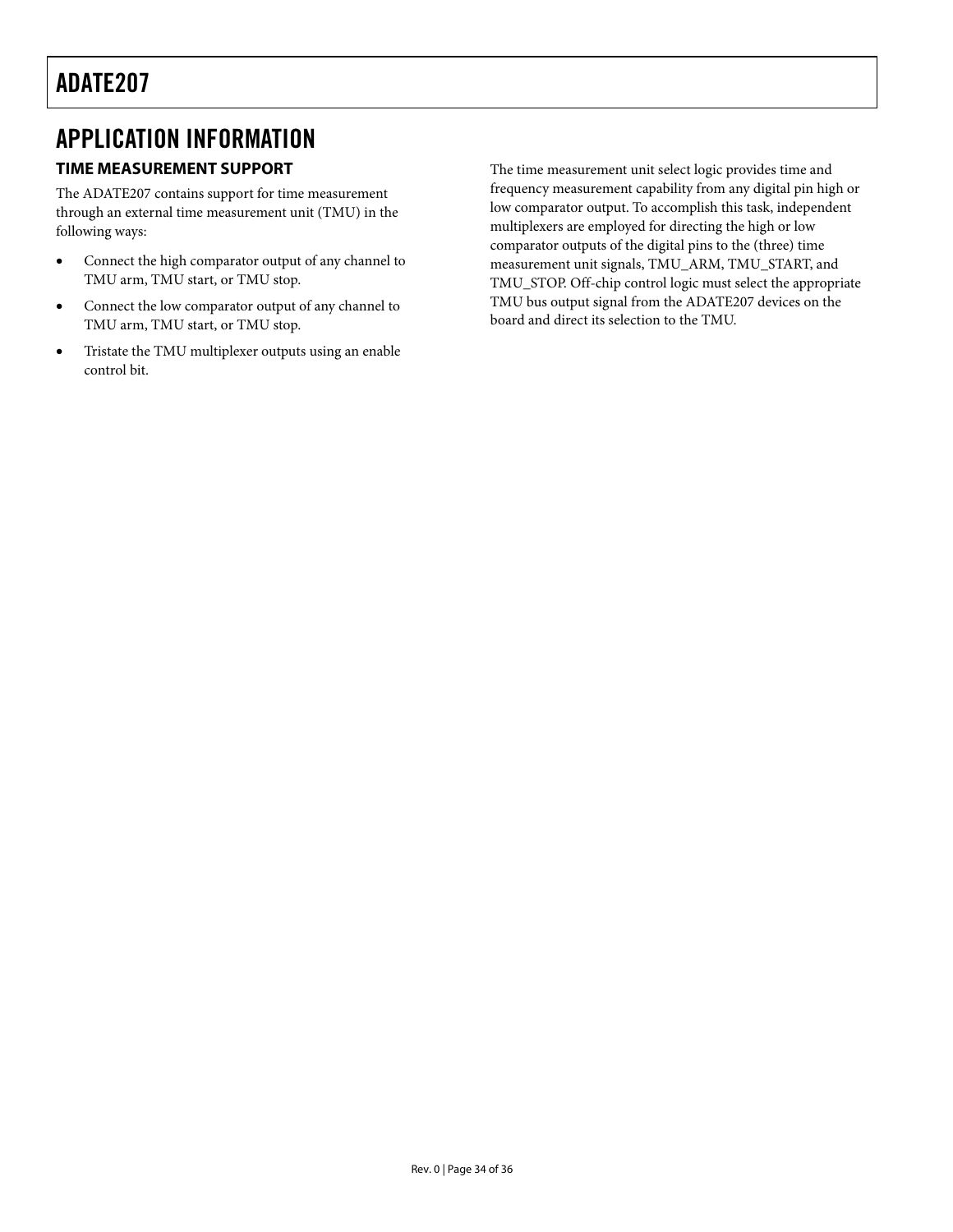## APPLICATION INFORMATION

### TIME MEASUREMENT SUPPORT

The ADATE207 contains support for time measurement through an external time measurement unit (TMU) in the following ways:

- Connect the high comparator output of any channel to TMU arm, TMU start, or TMU stop.
- Connect the low comparator output of any channel to TMU arm, TMU start, or TMU stop.
- Tristate the TMU multiplexer outputs using an enable control bit.

The time measurement unit select logic provides time and frequency measurement capability from any digital pin high or low comparator output. To accomplish this task, independent multiplexers are employed for directing the high or low comparator outputs of the digital pins to the (three) time measurement unit signals, TMU_ARM, TMU_START, and TMU_STOP. Off-chip control logic must select the appropriate TMU bus output signal from the ADATE207 devices on the board and direct its selection to the TMU.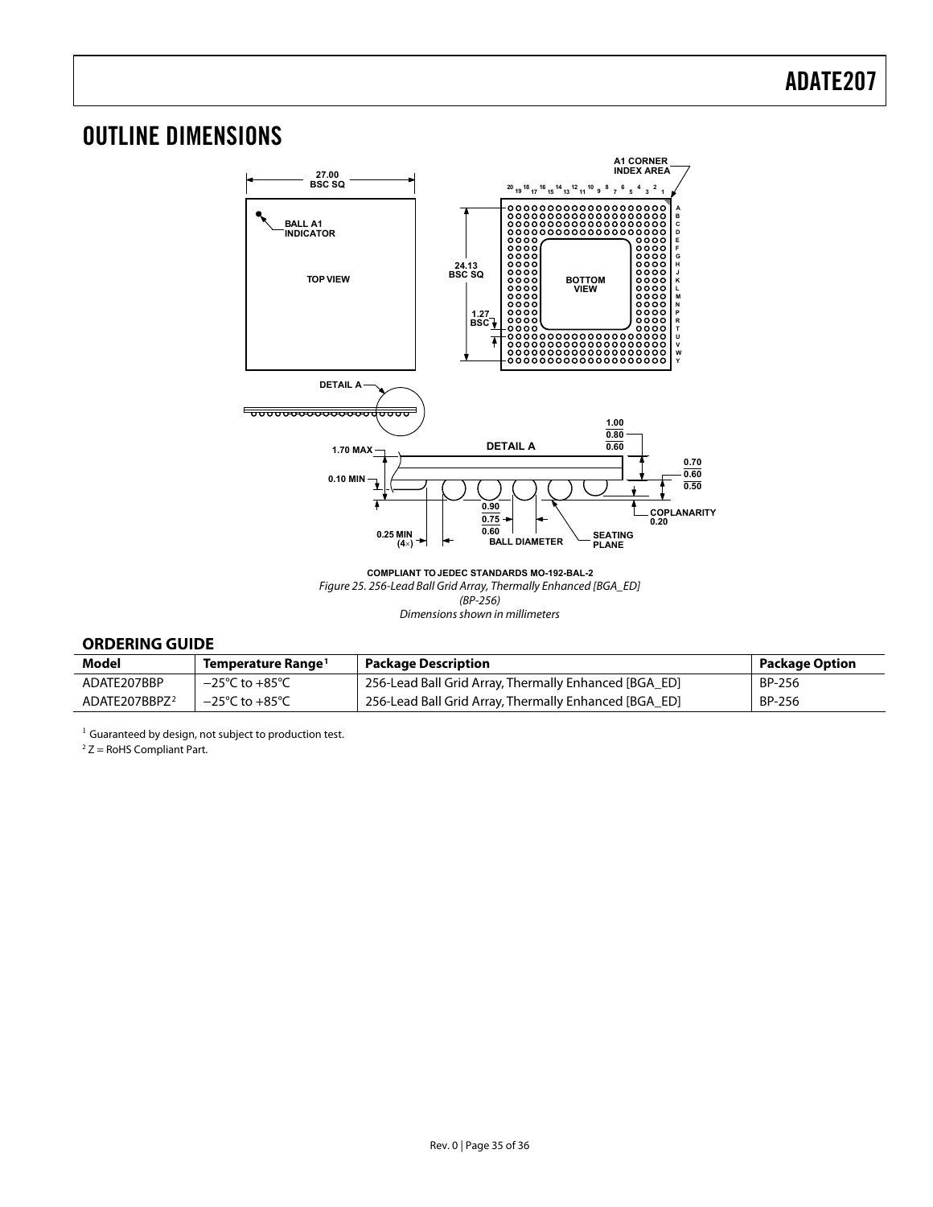# OUTLINE DIMENSIONS

COMPLIANT TO JEDEC STANDARDS MO-192-BAL-2

*Figure 25. 256-Lead Ball Grid Array, Thermally Enhanced [BGA_ED] (BP-256) Dimensions shown in millimeters*

## ORDERING GUIDE

| Model | Temperature Range[1] | Package Description | Package Option |
|---|---|---|---|
| ADATE207BBP | −25°C to +85°C | 256-Lead Ball Grid Array, Thermally Enhanced [BGA_ED] | BP-256 |
| ADATE207BBPZ[2] | −25°C to +85°C | 256-Lead Ball Grid Array, Thermally Enhanced [BGA_ED] | BP-256 |

[1] Guaranteed by design, not subject to production test.

[2] Z = RoHS Compliant Part.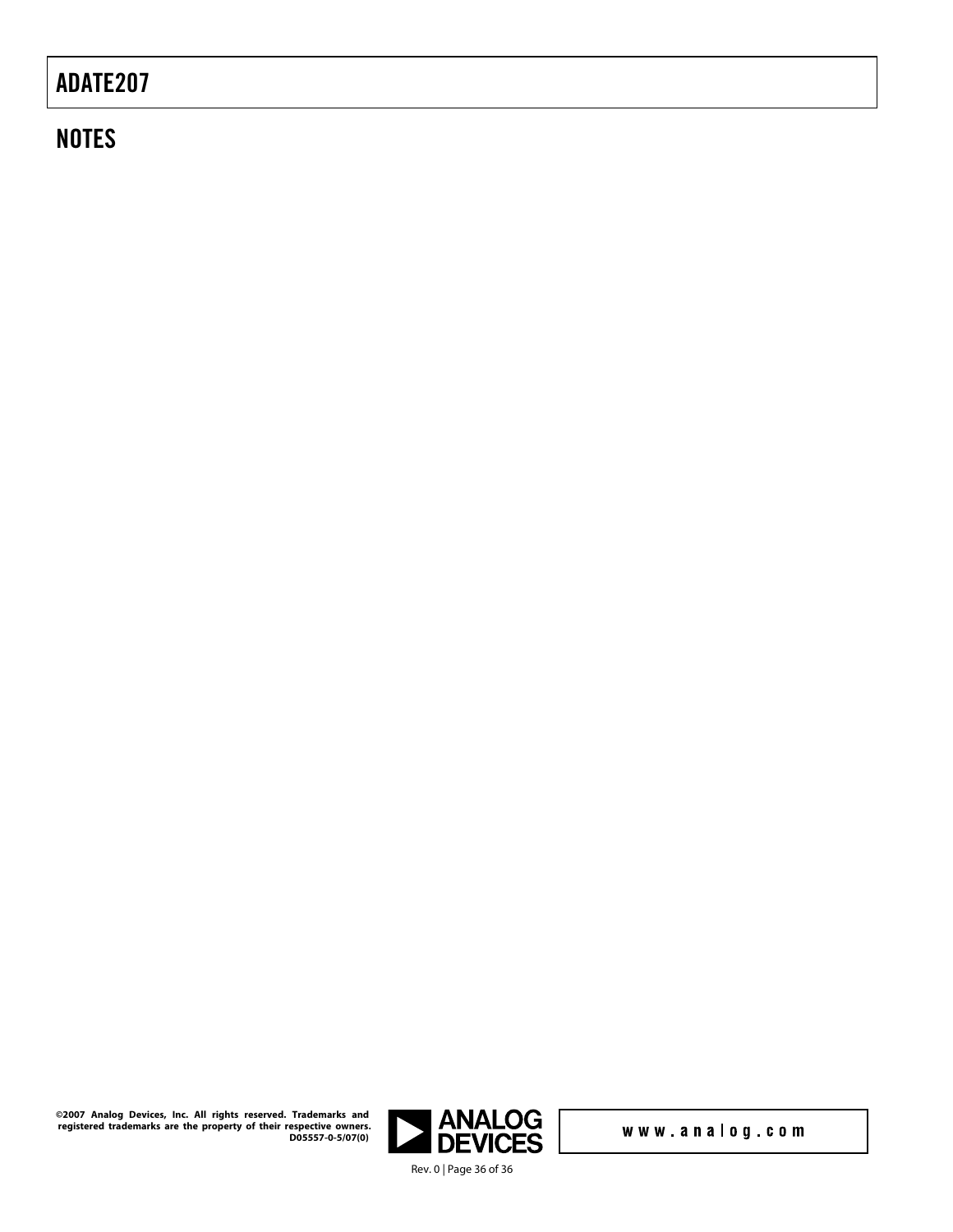## NOTES

©2007 Analog Devices, Inc. All rights reserved. Trademarks and registered trademarks are the property of their respective owners. D05557-0-5/07(0)

www.analog.com